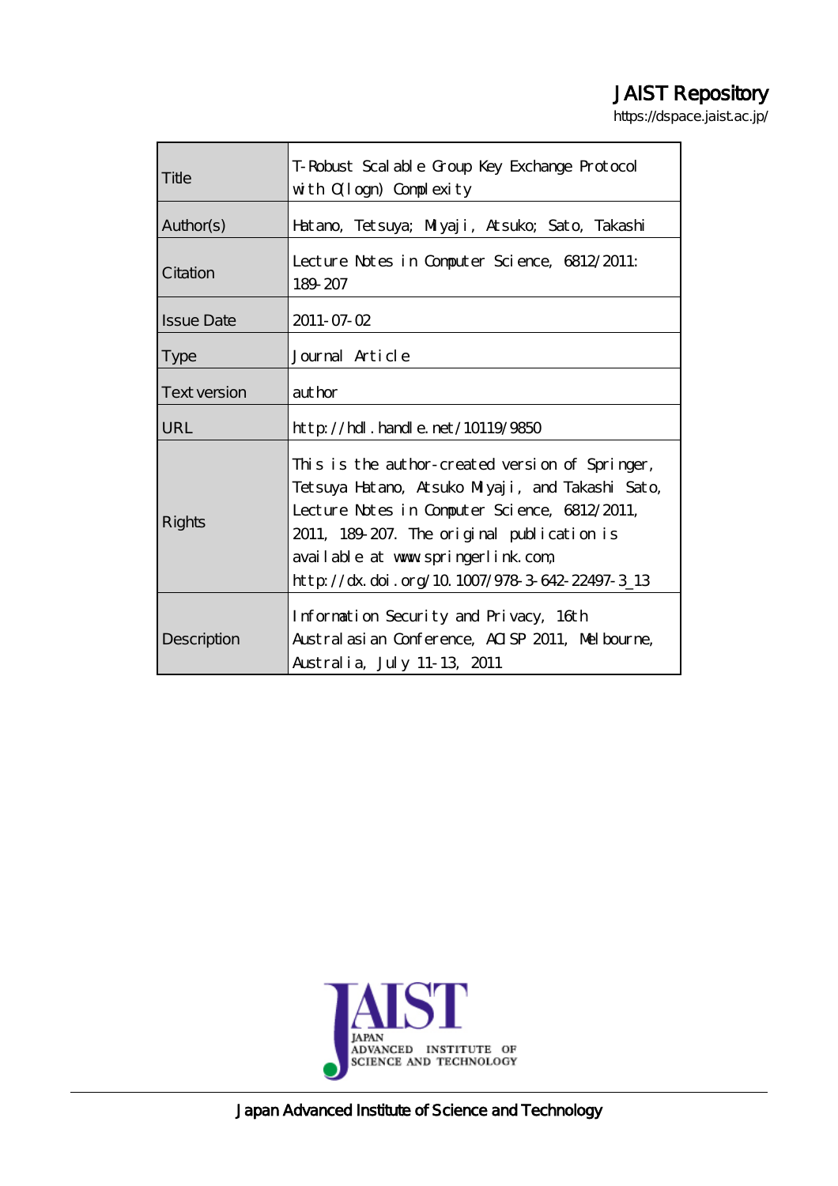JAIST Repository

https://dspace.jaist.ac.jp/

| | |
|---|---|
| Title | T-Robust Scalable Group Key Exchange Protocol with O(log n) Complexity |
| Author(s) | Hatano, Tetsuya; Miyaji, Atsuko; Sato, Takashi |
| Citation | Lecture Notes in Computer Science, 6812/2011: 189-207 |
| Issue Date | 2011-07-02 |
| Type | Journal Article |
| Text version | author |
| URL | http://hdl.handle.net/10119/9850 |
| Rights | This is the author-created version of Springer, Tetsuya Hatano, Atsuko Miyaji, and Takashi Sato, Lecture Notes in Computer Science, 6812/2011, 2011, 189-207. The original publication is available at www.springerlink.com, http://dx.doi.org/10.1007/978-3-642-22497-3_13 |
| Description | Information Security and Privacy, 16th Australasian Conference, ACISP 2011, Melbourne, Australia, July 11-13, 2011 |

JAIST JAPAN ADVANCED INSTITUTE OF SCIENCE AND TECHNOLOGY

Japan Advanced Institute of Science and Technology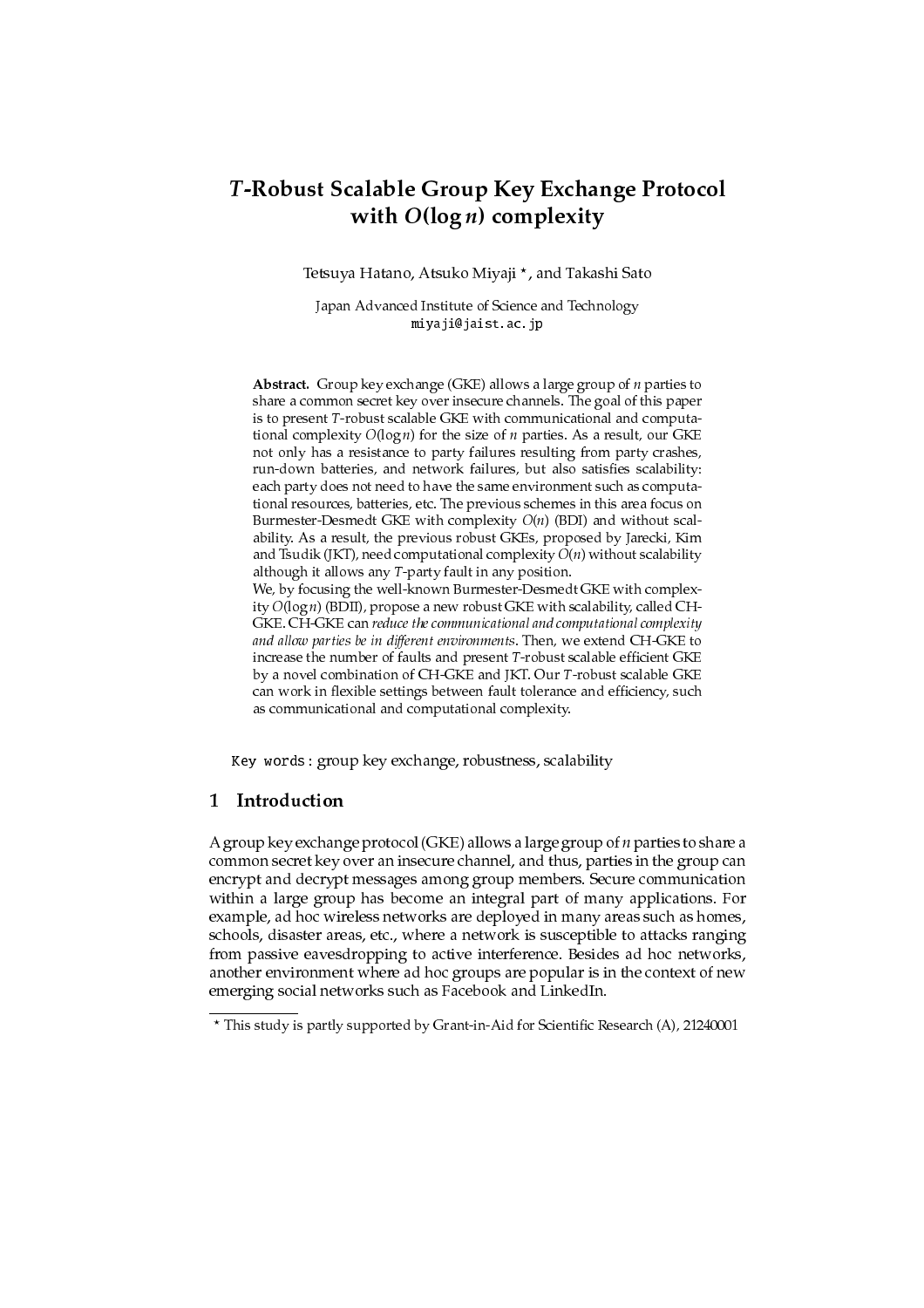# $T$-Robust Scalable Group Key Exchange Protocol with $O(\log n)$ complexity

Tetsuya Hatano, Atsuko Miyaji *, and Takashi Sato

Japan Advanced Institute of Science and Technology
miyaji@jaist.ac.jp

**Abstract.** Group key exchange (GKE) allows a large group of $n$ parties to share a common secret key over insecure channels. The goal of this paper is to present $T$-robust scalable GKE with communicational and computational complexity $O(\log n)$ for the size of $n$ parties. As a result, our GKE not only has a resistance to party failures resulting from party crashes, run-down batteries, and network failures, but also satisfies scalability: each party does not need to have the same environment such as computational resources, batteries, etc. The previous schemes in this area focus on Burmester-Desmedt GKE with complexity $O(n)$ (BDI) and without scalability. As a result, the previous robust GKEs, proposed by Jarecki, Kim and Tsudik (JKT), need computational complexity $O(n)$ without scalability although it allows any $T$-party fault in any position.
We, by focusing the well-known Burmester-Desmedt GKE with complexity $O(\log n)$ (BDII), propose a new robust GKE with scalability, called CH-GKE. CH-GKE can *reduce the communicational and computational complexity and allow parties be in different environments*. Then, we extend CH-GKE to increase the number of faults and present $T$-robust scalable efficient GKE by a novel combination of CH-GKE and JKT. Our $T$-robust scalable GKE can work in flexible settings between fault tolerance and efficiency, such as communicational and computational complexity.

Key words: group key exchange, robustness, scalability

## 1 Introduction

A group key exchange protocol (GKE) allows a large group of $n$ parties to share a common secret key over an insecure channel, and thus, parties in the group can encrypt and decrypt messages among group members. Secure communication within a large group has become an integral part of many applications. For example, ad hoc wireless networks are deployed in many areas such as homes, schools, disaster areas, etc., where a network is susceptible to attacks ranging from passive eavesdropping to active interference. Besides ad hoc networks, another environment where ad hoc groups are popular is in the context of new emerging social networks such as Facebook and LinkedIn.

---

* This study is partly supported by Grant-in-Aid for Scientific Research (A), 21240001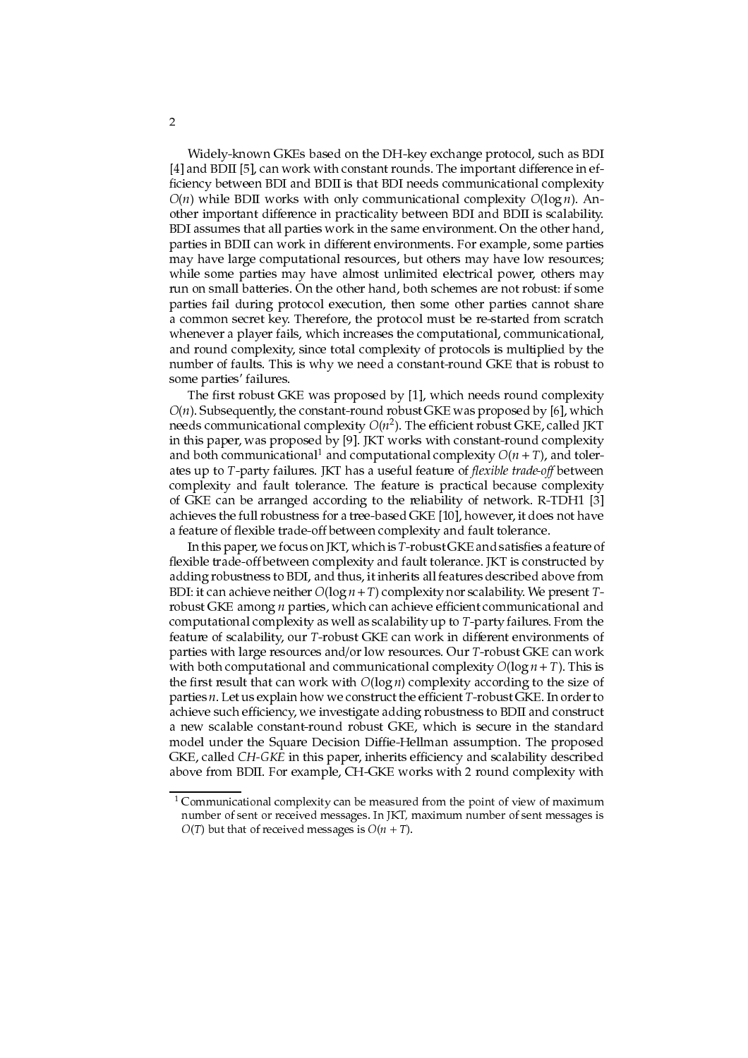Widely-known GKEs based on the DH-key exchange protocol, such as BDI [4] and BDII [5], can work with constant rounds. The important difference in efficiency between BDI and BDII is that BDI needs communicational complexity $O(n)$ while BDII works with only communicational complexity $O(\log n)$. Another important difference in practicality between BDI and BDII is scalability. BDI assumes that all parties work in the same environment. On the other hand, parties in BDII can work in different environments. For example, some parties may have large computational resources, but others may have low resources; while some parties may have almost unlimited electrical power, others may run on small batteries. On the other hand, both schemes are not robust: if some parties fail during protocol execution, then some other parties cannot share a common secret key. Therefore, the protocol must be re-started from scratch whenever a player fails, which increases the computational, communicational, and round complexity, since total complexity of protocols is multiplied by the number of faults. This is why we need a constant-round GKE that is robust to some parties' failures.

The first robust GKE was proposed by [1], which needs round complexity $O(n)$. Subsequently, the constant-round robust GKE was proposed by [6], which needs communicational complexity $O(n^2)$. The efficient robust GKE, called JKT in this paper, was proposed by [9]. JKT works with constant-round complexity and both communicational[1] and computational complexity $O(n + T)$, and tolerates up to $T$-party failures. JKT has a useful feature of *flexible trade-off* between complexity and fault tolerance. The feature is practical because complexity of GKE can be arranged according to the reliability of network. R-TDH1 [3] achieves the full robustness for a tree-based GKE [10], however, it does not have a feature of flexible trade-off between complexity and fault tolerance.

In this paper, we focus on JKT, which is $T$-robust GKE and satisfies a feature of flexible trade-off between complexity and fault tolerance. JKT is constructed by adding robustness to BDI, and thus, it inherits all features described above from BDI: it can achieve neither $O(\log n + T)$ complexity nor scalability. We present $T$-robust GKE among $n$ parties, which can achieve efficient communicational and computational complexity as well as scalability up to $T$-party failures. From the feature of scalability, our $T$-robust GKE can work in different environments of parties with large resources and/or low resources. Our $T$-robust GKE can work with both computational and communicational complexity $O(\log n + T)$. This is the first result that can work with $O(\log n)$ complexity according to the size of parties $n$. Let us explain how we construct the efficient $T$-robust GKE. In order to achieve such efficiency, we investigate adding robustness to BDII and construct a new scalable constant-round robust GKE, which is secure in the standard model under the Square Decision Diffie-Hellman assumption. The proposed GKE, called *CH-GKE* in this paper, inherits efficiency and scalability described above from BDII. For example, CH-GKE works with 2 round complexity with

[1] Communicational complexity can be measured from the point of view of maximum number of sent or received messages. In JKT, maximum number of sent messages is $O(T)$ but that of received messages is $O(n + T)$.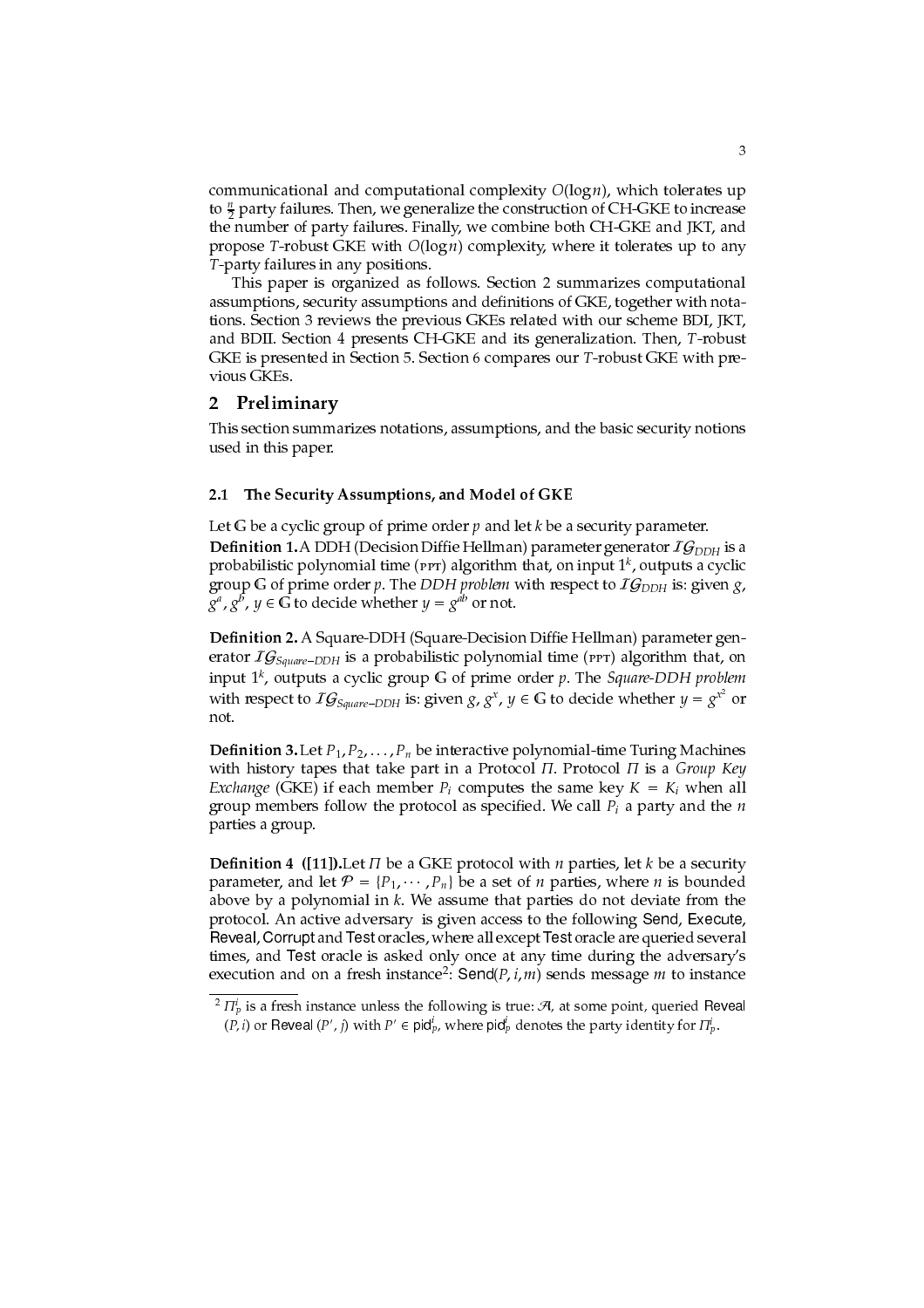communicational and computational complexity $O(\log n)$, which tolerates up to $\frac{n}{2}$ party failures. Then, we generalize the construction of CH-GKE to increase the number of party failures. Finally, we combine both CH-GKE and JKT, and propose $T$-robust GKE with $O(\log n)$ complexity, where it tolerates up to any $T$-party failures in any positions.

This paper is organized as follows. Section 2 summarizes computational assumptions, security assumptions and definitions of GKE, together with notations. Section 3 reviews the previous GKEs related with our scheme BDI, JKT, and BDII. Section 4 presents CH-GKE and its generalization. Then, $T$-robust GKE is presented in Section 5. Section 6 compares our $T$-robust GKE with previous GKEs.

## 2 Preliminary

This section summarizes notations, assumptions, and the basic security notions used in this paper.

### 2.1 The Security Assumptions, and Model of GKE

Let $\mathbb{G}$ be a cyclic group of prime order $p$ and let $k$ be a security parameter.

**Definition 1.** A DDH (Decision Diffie Hellman) parameter generator $\mathcal{IG}_{DDH}$ is a probabilistic polynomial time (PPT) algorithm that, on input $1^k$, outputs a cyclic group $\mathbb{G}$ of prime order $p$. The *DDH problem* with respect to $\mathcal{IG}_{DDH}$ is: given $g$, $g^a$, $g^b$, $y \in \mathbb{G}$ to decide whether $y = g^{ab}$ or not.

**Definition 2.** A Square-DDH (Square-Decision Diffie Hellman) parameter generator $\mathcal{IG}_{Square-DDH}$ is a probabilistic polynomial time (PPT) algorithm that, on input $1^k$, outputs a cyclic group $\mathbb{G}$ of prime order $p$. The *Square-DDH problem* with respect to $\mathcal{IG}_{Square-DDH}$ is: given $g$, $g^x$, $y \in \mathbb{G}$ to decide whether $y = g^{x^2}$ or not.

**Definition 3.** Let $P_1, P_2, \ldots, P_n$ be interactive polynomial-time Turing Machines with history tapes that take part in a Protocol $\Pi$. Protocol $\Pi$ is a *Group Key Exchange* (GKE) if each member $P_i$ computes the same key $K = K_i$ when all group members follow the protocol as specified. We call $P_i$ a party and the $n$ parties a group.

**Definition 4 ([11]).** Let $\Pi$ be a GKE protocol with $n$ parties, let $k$ be a security parameter, and let $\mathcal{P} = \{P_1, \cdots, P_n\}$ be a set of $n$ parties, where $n$ is bounded above by a polynomial in $k$. We assume that parties do not deviate from the protocol. An active adversary is given access to the following Send, Execute, Reveal, Corrupt and Test oracles, where all except Test oracle are queried several times, and Test oracle is asked only once at any time during the adversary's execution and on a fresh instance[2]: Send$(P, i, m)$ sends message $m$ to instance

[2] $\Pi_p^i$ is a fresh instance unless the following is true: $\mathcal{A}$, at some point, queried Reveal $(P, i)$ or Reveal $(P', j)$ with $P' \in \mathsf{pid}_P^i$, where $\mathsf{pid}_P^i$ denotes the party identity for $\Pi_P^i$.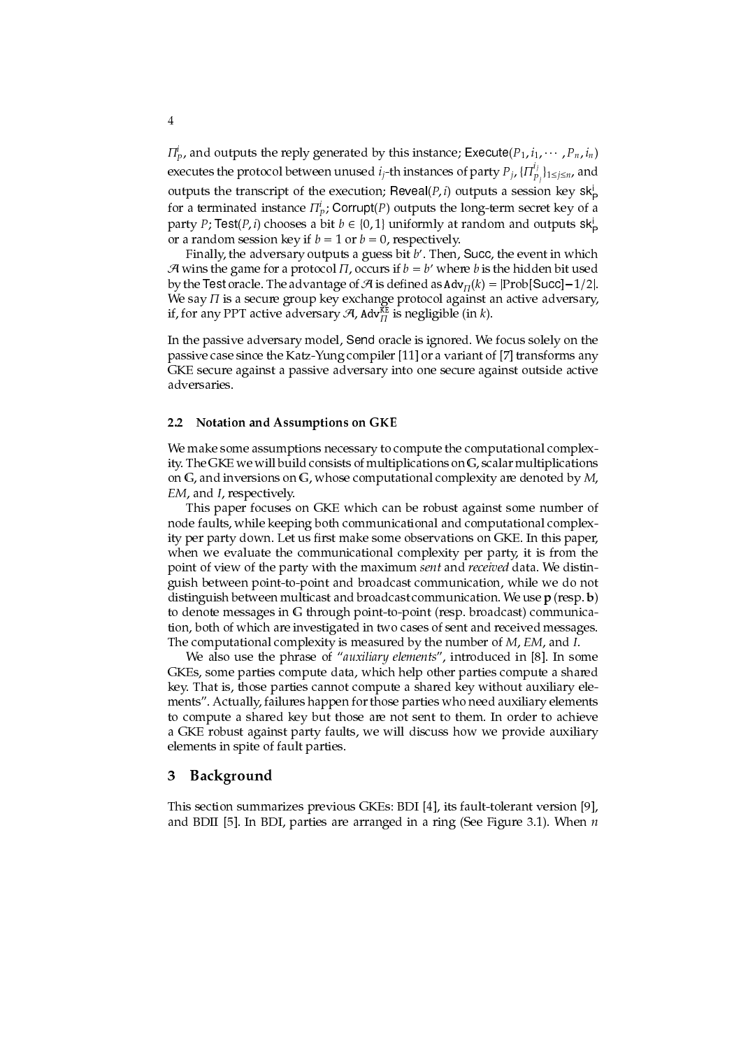$\Pi_P^i$, and outputs the reply generated by this instance; $\mathsf{Execute}(P_1, i_1, \cdots, P_n, i_n)$ executes the protocol between unused $i_j$-th instances of party $P_j$, $\{\Pi_{P_j}^{i_j}\}_{1\le j\le n}$, and outputs the transcript of the execution; $\mathsf{Reveal}(P, i)$ outputs a session key $\mathsf{sk}_\mathsf{P}^\mathsf{i}$ for a terminated instance $\Pi_P^i$; $\mathsf{Corrupt}(P)$ outputs the long-term secret key of a party $P$; $\mathsf{Test}(P, i)$ chooses a bit $b \in \{0, 1\}$ uniformly at random and outputs $\mathsf{sk}_\mathsf{P}^\mathsf{i}$ or a random session key if $b = 1$ or $b = 0$, respectively.

Finally, the adversary outputs a guess bit $b'$. Then, $\mathsf{Succ}$, the event in which $\mathcal{A}$ wins the game for a protocol $\Pi$, occurs if $b = b'$ where $b$ is the hidden bit used by the $\mathsf{Test}$ oracle. The advantage of $\mathcal{A}$ is defined as $\mathtt{Adv}_\Pi(k) = |\mathrm{Prob}[\mathsf{Succ}] - 1/2|$. We say $\Pi$ is a secure group key exchange protocol against an active adversary, if, for any PPT active adversary $\mathcal{A}$, $\mathtt{Adv}_\Pi^{\mathtt{KE}}$ is negligible (in $k$).

In the passive adversary model, $\mathsf{Send}$ oracle is ignored. We focus solely on the passive case since the Katz-Yung compiler [11] or a variant of [7] transforms any GKE secure against a passive adversary into one secure against outside active adversaries.

### 2.2 Notation and Assumptions on GKE

We make some assumptions necessary to compute the computational complexity. The GKE we will build consists of multiplications on $\mathbb{G}$, scalar multiplications on $\mathbb{G}$, and inversions on $\mathbb{G}$, whose computational complexity are denoted by $M$, $EM$, and $I$, respectively.

This paper focuses on GKE which can be robust against some number of node faults, while keeping both communicational and computational complexity per party down. Let us first make some observations on GKE. In this paper, when we evaluate the communicational complexity per party, it is from the point of view of the party with the maximum *sent* and *received* data. We distinguish between point-to-point and broadcast communication, while we do not distinguish between multicast and broadcast communication. We use $\mathbf{p}$ (resp. $\mathbf{b}$) to denote messages in $\mathbb{G}$ through point-to-point (resp. broadcast) communication, both of which are investigated in two cases of sent and received messages. The computational complexity is measured by the number of $M$, $EM$, and $I$.

We also use the phrase of "*auxiliary elements*", introduced in [8]. In some GKEs, some parties compute data, which help other parties compute a shared key. That is, those parties cannot compute a shared key without auxiliary elements". Actually, failures happen for those parties who need auxiliary elements to compute a shared key but those are not sent to them. In order to achieve a GKE robust against party faults, we will discuss how we provide auxiliary elements in spite of fault parties.

## 3 Background

This section summarizes previous GKEs: BDI [4], its fault-tolerant version [9], and BDII [5]. In BDI, parties are arranged in a ring (See Figure 3.1). When $n$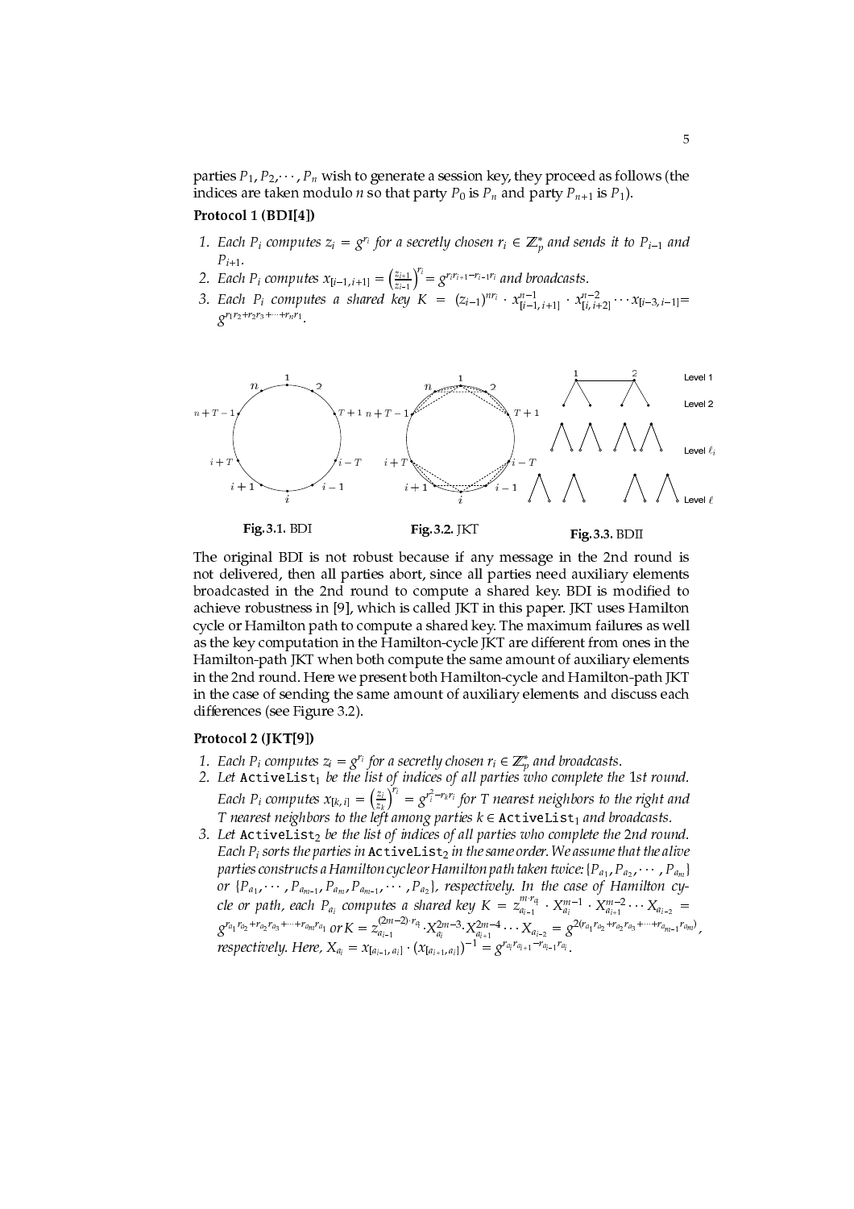parties $P_1, P_2, \cdots, P_n$ wish to generate a session key, they proceed as follows (the indices are taken modulo $n$ so that party $P_0$ is $P_n$ and party $P_{n+1}$ is $P_1$).

**Protocol 1 (BDI[4])**

1. *Each $P_i$ computes $z_i = g^{r_i}$ for a secretly chosen $r_i \in \mathbb{Z}_p^*$ and sends it to $P_{i-1}$ and $P_{i+1}$.*
2. *Each $P_i$ computes $x_{[i-1,i+1]} = \left(\frac{z_{i+1}}{z_{i-1}}\right)^{r_i} = g^{r_i r_{i+1} - r_{i-1} r_i}$ and broadcasts.*
3. *Each $P_i$ computes a shared key $K = (z_{i-1})^{n r_i} \cdot x_{[i-1,i+1]}^{n-1} \cdot x_{[i,i+2]}^{n-2} \cdots x_{[i-3,i-1]} = g^{r_1 r_2 + r_2 r_3 + \cdots + r_n r_1}$.*

Fig. 3.1. BDI

Fig. 3.2. JKT

Fig. 3.3. BDII

The original BDI is not robust because if any message in the 2nd round is not delivered, then all parties abort, since all parties need auxiliary elements broadcasted in the 2nd round to compute a shared key. BDI is modified to achieve robustness in [9], which is called JKT in this paper. JKT uses Hamilton cycle or Hamilton path to compute a shared key. The maximum failures as well as the key computation in the Hamilton-cycle JKT are different from ones in the Hamilton-path JKT when both compute the same amount of auxiliary elements in the 2nd round. Here we present both Hamilton-cycle and Hamilton-path JKT in the case of sending the same amount of auxiliary elements and discuss each differences (see Figure 3.2).

**Protocol 2 (JKT[9])**

1. *Each $P_i$ computes $z_i = g^{r_i}$ for a secretly chosen $r_i \in \mathbb{Z}_p^*$ and broadcasts.*
2. *Let* `ActiveList`$_1$ *be the list of indices of all parties who complete the 1st round. Each $P_i$ computes $x_{[k,i]} = \left(\frac{z_i}{z_k}\right)^{r_i} = g^{r_i^2 - r_k r_i}$ for $T$ nearest neighbors to the right and $T$ nearest neighbors to the left among parties $k \in$* `ActiveList`$_1$ *and broadcasts.*
3. *Let* `ActiveList`$_2$ *be the list of indices of all parties who complete the 2nd round. Each $P_i$ sorts the parties in* `ActiveList`$_2$ *in the same order. We assume that the alive parties constructs a Hamilton cycle or Hamilton path taken twice: $\{P_{a_1}, P_{a_2}, \cdots, P_{a_m}\}$ or $\{P_{a_1}, \cdots, P_{a_{m-1}}, P_{a_m}, P_{a_{m-1}}, \cdots, P_{a_2}\}$, respectively. In the case of Hamilton cycle or path, each $P_{a_i}$ computes a shared key $K = z_{a_{i-1}}^{m \cdot r_{a_i}} \cdot X_{a_i}^{m-1} \cdot X_{a_{i+1}}^{m-2} \cdots X_{a_{i-2}} = g^{r_{a_1} r_{a_2} + r_{a_2} r_{a_3} + \cdots + r_{a_m} r_{a_1}}$ or $K = z_{a_{i-1}}^{(2m-2) \cdot r_{a_i}} \cdot X_{a_i}^{2m-3} \cdot X_{a_{i+1}}^{2m-4} \cdots X_{a_{i-2}} = g^{2(r_{a_1} r_{a_2} + r_{a_2} r_{a_3} + \cdots + r_{a_{m-1}} r_{a_m})}$, respectively. Here, $X_{a_i} = x_{[a_{i-1}, a_i]} \cdot (x_{[a_{i+1}, a_i]})^{-1} = g^{r_{a_i} r_{a_{i+1}} - r_{a_{i-1}} r_{a_i}}$.*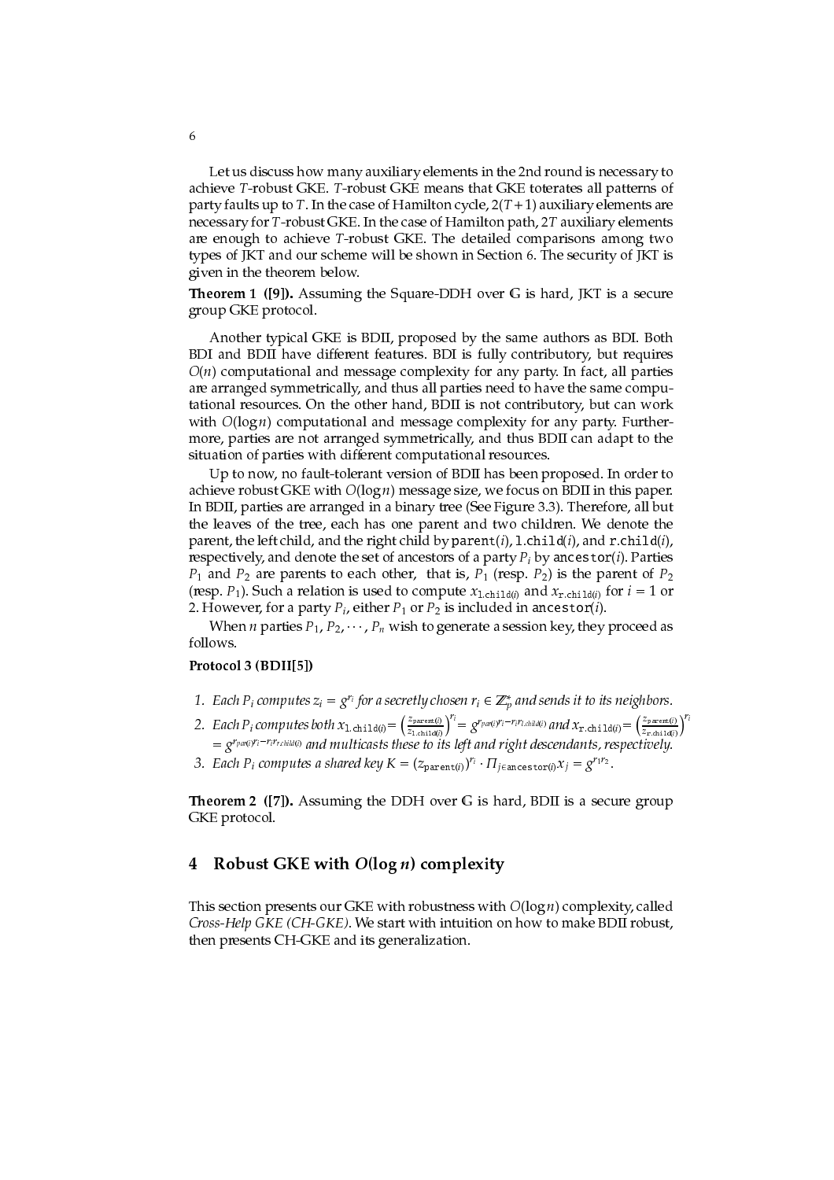Let us discuss how many auxiliary elements in the 2nd round is necessary to achieve $T$-robust GKE. $T$-robust GKE means that GKE toterates all patterns of party faults up to $T$. In the case of Hamilton cycle, $2(T+1)$ auxiliary elements are necessary for $T$-robust GKE. In the case of Hamilton path, $2T$ auxiliary elements are enough to achieve $T$-robust GKE. The detailed comparisons among two types of JKT and our scheme will be shown in Section 6. The security of JKT is given in the theorem below.

**Theorem 1 ([9]).** Assuming the Square-DDH over $\mathbb{G}$ is hard, JKT is a secure group GKE protocol.

Another typical GKE is BDII, proposed by the same authors as BDI. Both BDI and BDII have different features. BDI is fully contributory, but requires $O(n)$ computational and message complexity for any party. In fact, all parties are arranged symmetrically, and thus all parties need to have the same computational resources. On the other hand, BDII is not contributory, but can work with $O(\log n)$ computational and message complexity for any party. Furthermore, parties are not arranged symmetrically, and thus BDII can adapt to the situation of parties with different computational resources.

Up to now, no fault-tolerant version of BDII has been proposed. In order to achieve robust GKE with $O(\log n)$ message size, we focus on BDII in this paper. In BDII, parties are arranged in a binary tree (See Figure 3.3). Therefore, all but the leaves of the tree, each has one parent and two children. We denote the parent, the left child, and the right child by $\texttt{parent}(i)$, $\texttt{l.child}(i)$, and $\texttt{r.child}(i)$, respectively, and denote the set of ancestors of a party $P_i$ by $\texttt{ancestor}(i)$. Parties $P_1$ and $P_2$ are parents to each other, that is, $P_1$ (resp. $P_2$) is the parent of $P_2$ (resp. $P_1$). Such a relation is used to compute $x_{\texttt{l.child}(i)}$ and $x_{\texttt{r.child}(i)}$ for $i = 1$ or $2$. However, for a party $P_i$, either $P_1$ or $P_2$ is included in $\texttt{ancestor}(i)$.

When $n$ parties $P_1, P_2, \cdots, P_n$ wish to generate a session key, they proceed as follows.

**Protocol 3 (BDII[5])**

1. *Each $P_i$ computes $z_i = g^{r_i}$ for a secretly chosen $r_i \in \mathbb{Z}_p^*$ and sends it to its neighbors.*
2. *Each $P_i$ computes both $x_{\texttt{l.child}(i)} = \left(\frac{z_{\texttt{parent}(i)}}{z_{\texttt{l.child}(i)}}\right)^{r_i} = g^{r_{par(i)}r_i - r_i r_{l.child(i)}}$ and $x_{\texttt{r.child}(i)} = \left(\frac{z_{\texttt{parent}(i)}}{z_{\texttt{r.child}(i)}}\right)^{r_i} = g^{r_{par(i)}r_i - r_i r_{r.child(i)}}$ and multicasts these to its left and right descendants, respectively.*
3. *Each $P_i$ computes a shared key $K = (z_{\texttt{parent}(i)})^{r_i} \cdot \Pi_{j \in \texttt{ancestor}(i)} x_j = g^{r_1 r_2}$.*

**Theorem 2 ([7]).** Assuming the DDH over $\mathbb{G}$ is hard, BDII is a secure group GKE protocol.

## 4 Robust GKE with $O(\log n)$ complexity

This section presents our GKE with robustness with $O(\log n)$ complexity, called *Cross-Help GKE (CH-GKE)*. We start with intuition on how to make BDII robust, then presents CH-GKE and its generalization.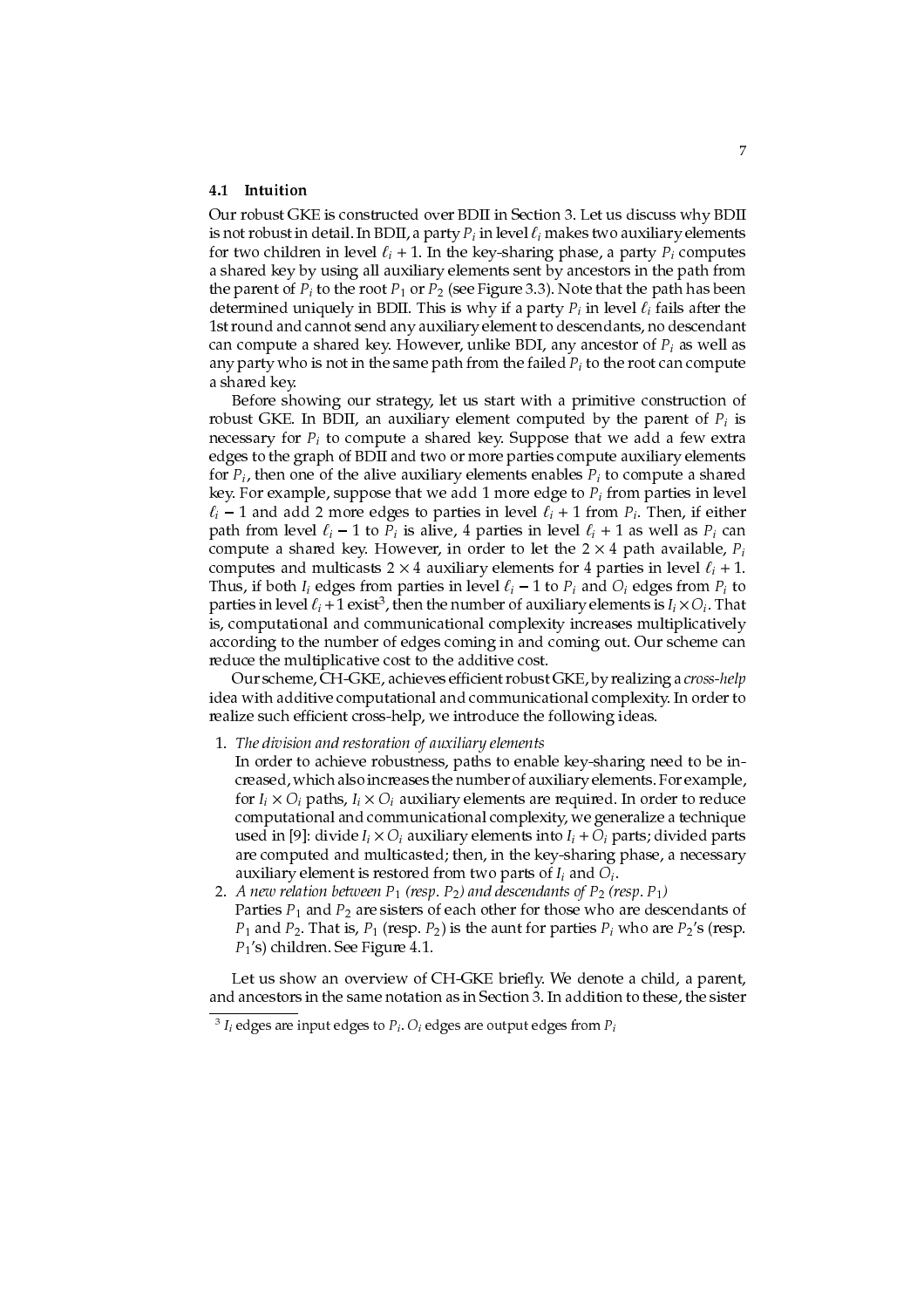### 4.1 Intuition

Our robust GKE is constructed over BDII in Section 3. Let us discuss why BDII is not robust in detail. In BDII, a party $P_i$ in level $\ell_i$ makes two auxiliary elements for two children in level $\ell_i + 1$. In the key-sharing phase, a party $P_i$ computes a shared key by using all auxiliary elements sent by ancestors in the path from the parent of $P_i$ to the root $P_1$ or $P_2$ (see Figure 3.3). Note that the path has been determined uniquely in BDII. This is why if a party $P_i$ in level $\ell_i$ fails after the 1st round and cannot send any auxiliary element to descendants, no descendant can compute a shared key. However, unlike BDI, any ancestor of $P_i$ as well as any party who is not in the same path from the failed $P_i$ to the root can compute a shared key.

Before showing our strategy, let us start with a primitive construction of robust GKE. In BDII, an auxiliary element computed by the parent of $P_i$ is necessary for $P_i$ to compute a shared key. Suppose that we add a few extra edges to the graph of BDII and two or more parties compute auxiliary elements for $P_i$, then one of the alive auxiliary elements enables $P_i$ to compute a shared key. For example, suppose that we add 1 more edge to $P_i$ from parties in level $\ell_i - 1$ and add 2 more edges to parties in level $\ell_i + 1$ from $P_i$. Then, if either path from level $\ell_i - 1$ to $P_i$ is alive, 4 parties in level $\ell_i + 1$ as well as $P_i$ can compute a shared key. However, in order to let the $2 \times 4$ path available, $P_i$ computes and multicasts $2 \times 4$ auxiliary elements for 4 parties in level $\ell_i + 1$. Thus, if both $I_i$ edges from parties in level $\ell_i - 1$ to $P_i$ and $O_i$ edges from $P_i$ to parties in level $\ell_i + 1$ exist[3], then the number of auxiliary elements is $I_i \times O_i$. That is, computational and communicational complexity increases multiplicatively according to the number of edges coming in and coming out. Our scheme can reduce the multiplicative cost to the additive cost.

Our scheme, CH-GKE, achieves efficient robust GKE, by realizing a *cross-help* idea with additive computational and communicational complexity. In order to realize such efficient cross-help, we introduce the following ideas.

1. *The division and restoration of auxiliary elements*
   In order to achieve robustness, paths to enable key-sharing need to be increased, which also increases the number of auxiliary elements. For example, for $I_i \times O_i$ paths, $I_i \times O_i$ auxiliary elements are required. In order to reduce computational and communicational complexity, we generalize a technique used in [9]: divide $I_i \times O_i$ auxiliary elements into $I_i + O_i$ parts; divided parts are computed and multicasted; then, in the key-sharing phase, a necessary auxiliary element is restored from two parts of $I_i$ and $O_i$.
2. *A new relation between $P_1$ (resp. $P_2$) and descendants of $P_2$ (resp. $P_1$)*
   Parties $P_1$ and $P_2$ are sisters of each other for those who are descendants of $P_1$ and $P_2$. That is, $P_1$ (resp. $P_2$) is the aunt for parties $P_i$ who are $P_2$'s (resp. $P_1$'s) children. See Figure 4.1.

Let us show an overview of CH-GKE briefly. We denote a child, a parent, and ancestors in the same notation as in Section 3. In addition to these, the sister

[3] $I_i$ edges are input edges to $P_i$. $O_i$ edges are output edges from $P_i$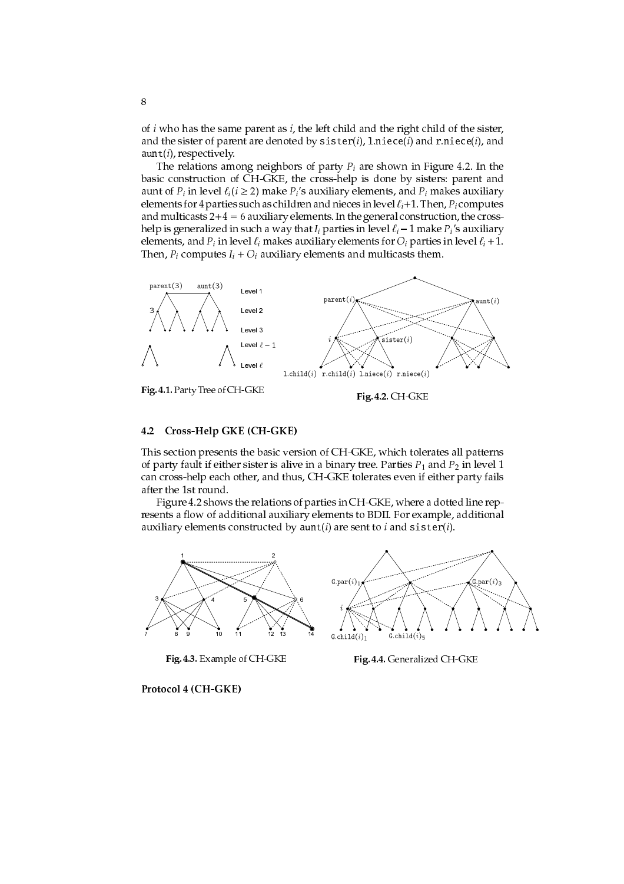of $i$ who has the same parent as $i$, the left child and the right child of the sister, and the sister of parent are denoted by sister($i$), l.niece($i$) and r.niece($i$), and aunt($i$), respectively.

The relations among neighbors of party $P_i$ are shown in Figure 4.2. In the basic construction of CH-GKE, the cross-help is done by sisters: parent and aunt of $P_i$ in level $\ell_i (i \geq 2)$ make $P_i$'s auxiliary elements, and $P_i$ makes auxiliary elements for 4 parties such as children and nieces in level $\ell_i$+1. Then, $P_i$ computes and multicasts 2+4 = 6 auxiliary elements. In the general construction, the cross-help is generalized in such a way that $I_i$ parties in level $\ell_i - 1$ make $P_i$'s auxiliary elements, and $P_i$ in level $\ell_i$ makes auxiliary elements for $O_i$ parties in level $\ell_i + 1$. Then, $P_i$ computes $I_i + O_i$ auxiliary elements and multicasts them.

**Fig. 4.1.** Party Tree of CH-GKE

**Fig. 4.2.** CH-GKE

### 4.2 Cross-Help GKE (CH-GKE)

This section presents the basic version of CH-GKE, which tolerates all patterns of party fault if either sister is alive in a binary tree. Parties $P_1$ and $P_2$ in level 1 can cross-help each other, and thus, CH-GKE tolerates even if either party fails after the 1st round.

Figure 4.2 shows the relations of parties in CH-GKE, where a dotted line represents a flow of additional auxiliary elements to BDII. For example, additional auxiliary elements constructed by aunt($i$) are sent to $i$ and sister($i$).

**Fig. 4.3.** Example of CH-GKE

**Fig. 4.4.** Generalized CH-GKE

**Protocol 4 (CH-GKE)**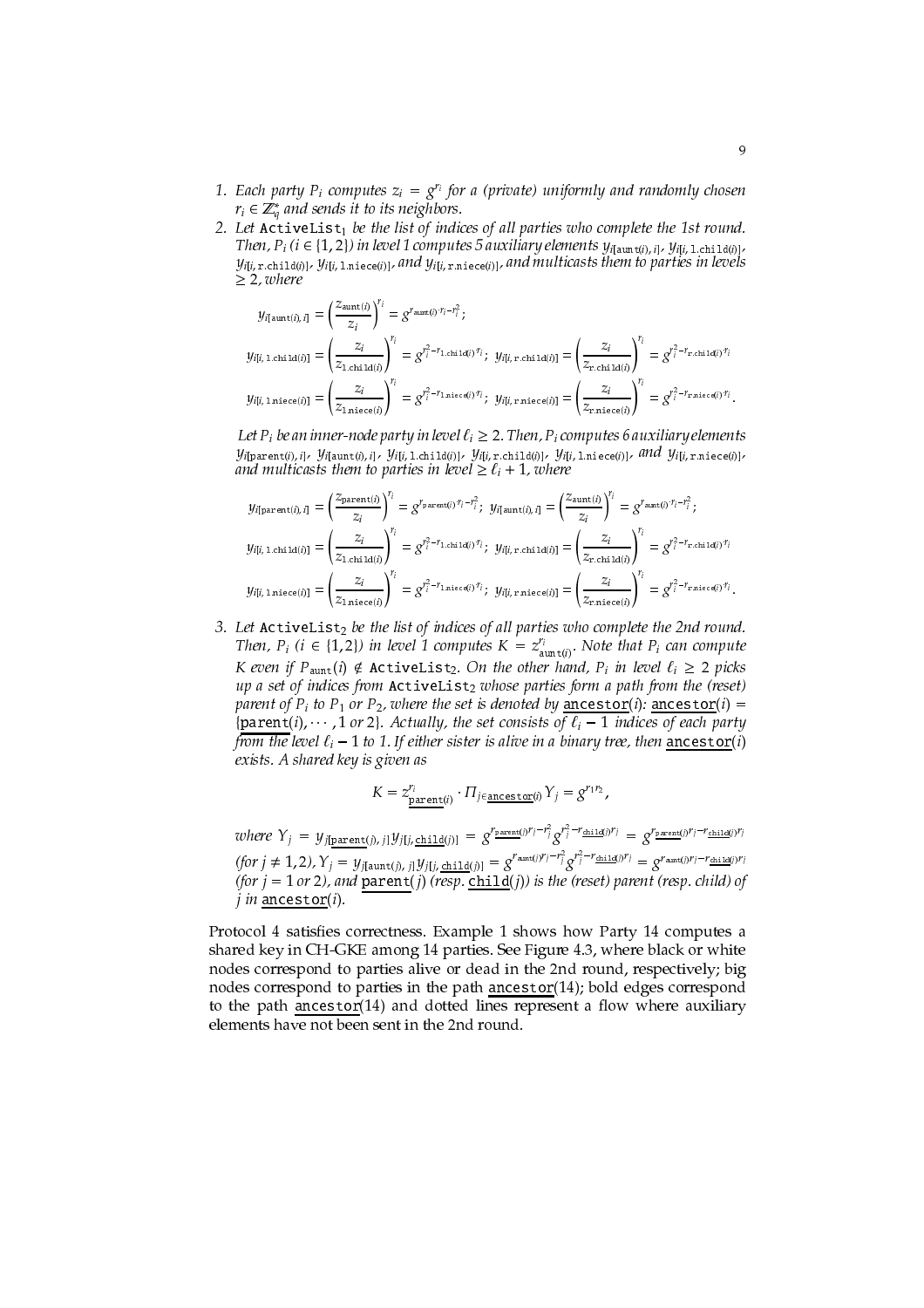1. *Each party $P_i$ computes $z_i = g^{r_i}$ for a (private) uniformly and randomly chosen $r_i \in \mathbb{Z}_q^*$ and sends it to its neighbors.*
2. *Let* $\texttt{ActiveList}_1$ *be the list of indices of all parties who complete the 1st round. Then, $P_i$ ($i \in \{1, 2\}$) in level 1 computes 5 auxiliary elements $y_{i[\texttt{aunt}(i),\, i]}$, $y_{i[i,\, \texttt{l.child}(i)]}$, $y_{i[i,\, \texttt{r.child}(i)]}$, $y_{i[i,\, \texttt{l.niece}(i)]}$, and $y_{i[i,\, \texttt{r.niece}(i)]}$, and multicasts them to parties in levels $\geq 2$, where*

$$y_{i[\texttt{aunt}(i),\, i]} = \left(\frac{z_{\texttt{aunt}(i)}}{z_i}\right)^{r_i} = g^{r_{\texttt{aunt}(i)} \cdot r_i - r_i^2};$$

$$y_{i[i,\, \texttt{l.child}(i)]} = \left(\frac{z_i}{z_{\texttt{l.child}(i)}}\right)^{r_i} = g^{r_i^2 - r_{\texttt{l.child}(i)} \cdot r_i};\;\; y_{i[i,\, \texttt{r.child}(i)]} = \left(\frac{z_i}{z_{\texttt{r.child}(i)}}\right)^{r_i} = g^{r_i^2 - r_{\texttt{r.child}(i)} \cdot r_i}$$

$$y_{i[i,\, \texttt{l.niece}(i)]} = \left(\frac{z_i}{z_{\texttt{l.niece}(i)}}\right)^{r_i} = g^{r_i^2 - r_{\texttt{l.niece}(i)} \cdot r_i};\;\; y_{i[i,\, \texttt{r.niece}(i)]} = \left(\frac{z_i}{z_{\texttt{r.niece}(i)}}\right)^{r_i} = g^{r_i^2 - r_{\texttt{r.niece}(i)} \cdot r_i}.$$

   *Let $P_i$ be an inner-node party in level $\ell_i \geq 2$. Then, $P_i$ computes 6 auxiliary elements $y_{i[\texttt{parent}(i),\, i]}$, $y_{i[\texttt{aunt}(i),\, i]}$, $y_{i[i,\, \texttt{l.child}(i)]}$, $y_{i[i,\, \texttt{r.child}(i)]}$, $y_{i[i,\, \texttt{l.niece}(i)]}$, and $y_{i[i,\, \texttt{r.niece}(i)]}$, and multicasts them to parties in level $\geq \ell_i + 1$, where*

$$y_{i[\texttt{parent}(i),\, i]} = \left(\frac{z_{\texttt{parent}(i)}}{z_i}\right)^{r_i} = g^{r_{\texttt{parent}(i)} \cdot r_i - r_i^2};\;\; y_{i[\texttt{aunt}(i),\, i]} = \left(\frac{z_{\texttt{aunt}(i)}}{z_i}\right)^{r_i} = g^{r_{\texttt{aunt}(i)} \cdot r_i - r_i^2};$$

$$y_{i[i,\, \texttt{l.child}(i)]} = \left(\frac{z_i}{z_{\texttt{l.child}(i)}}\right)^{r_i} = g^{r_i^2 - r_{\texttt{l.child}(i)} \cdot r_i};\;\; y_{i[i,\, \texttt{r.child}(i)]} = \left(\frac{z_i}{z_{\texttt{r.child}(i)}}\right)^{r_i} = g^{r_i^2 - r_{\texttt{r.child}(i)} \cdot r_i}$$

$$y_{i[i,\, \texttt{l.niece}(i)]} = \left(\frac{z_i}{z_{\texttt{l.niece}(i)}}\right)^{r_i} = g^{r_i^2 - r_{\texttt{l.niece}(i)} \cdot r_i};\;\; y_{i[i,\, \texttt{r.niece}(i)]} = \left(\frac{z_i}{z_{\texttt{r.niece}(i)}}\right)^{r_i} = g^{r_i^2 - r_{\texttt{r.niece}(i)} \cdot r_i}.$$

3. *Let* $\texttt{ActiveList}_2$ *be the list of indices of all parties who complete the 2nd round. Then, $P_i$ ($i \in \{1, 2\}$) in level 1 computes $K = z_{\texttt{aunt}(i)}^{r_i}$. Note that $P_i$ can compute $K$ even if $P_{\texttt{aunt}(i)} \notin \texttt{ActiveList}_2$. On the other hand, $P_i$ in level $\ell_i \geq 2$ picks up a set of indices from* $\texttt{ActiveList}_2$ *whose parties form a path from the (reset) parent of $P_i$ to $P_1$ or $P_2$, where the set is denoted by $\underline{\texttt{ancestor}}(i)$: $\underline{\texttt{ancestor}}(i) = \{\underline{\texttt{parent}}(i), \cdots, 1 \text{ or } 2\}$. Actually, the set consists of $\ell_i - 1$ indices of each party from the level $\ell_i - 1$ to 1. If either sister is alive in a binary tree, then $\underline{\texttt{ancestor}}(i)$ exists. A shared key is given as*

$$K = z_{\underline{\texttt{parent}}(i)}^{r_i} \cdot \Pi_{j \in \underline{\texttt{ancestor}}(i)} Y_j = g^{r_1 r_2},$$

   *where $Y_j = y_{j[\underline{\texttt{parent}}(j),\, j]} y_{j[j,\, \underline{\texttt{child}}(j)]} = g^{r_{\underline{\texttt{parent}}(j)} r_j - r_j^2} g^{r_j^2 - r_{\underline{\texttt{child}}(j)} r_j} = g^{r_{\underline{\texttt{parent}}(j)} r_j - r_{\underline{\texttt{child}}(j)} r_j}$ (for $j \neq 1, 2$), $Y_j = y_{j[\texttt{aunt}(j),\, j]} y_{j[j,\, \underline{\texttt{child}}(j)]} = g^{r_{\texttt{aunt}(j)} r_j - r_j^2} g^{r_j^2 - r_{\underline{\texttt{child}}(j)} r_j} = g^{r_{\texttt{aunt}(j)} r_j - r_{\underline{\texttt{child}}(j)} r_j}$ (for $j = 1$ or $2$), and $\underline{\texttt{parent}}(j)$ (resp. $\underline{\texttt{child}}(j)$) is the (reset) parent (resp. child) of $j$ in $\underline{\texttt{ancestor}}(i)$.*

Protocol 4 satisfies correctness. Example 1 shows how Party 14 computes a shared key in CH-GKE among 14 parties. See Figure 4.3, where black or white nodes correspond to parties alive or dead in the 2nd round, respectively; big nodes correspond to parties in the path $\underline{\texttt{ancestor}}(14)$; bold edges correspond to the path $\underline{\texttt{ancestor}}(14)$ and dotted lines represent a flow where auxiliary elements have not been sent in the 2nd round.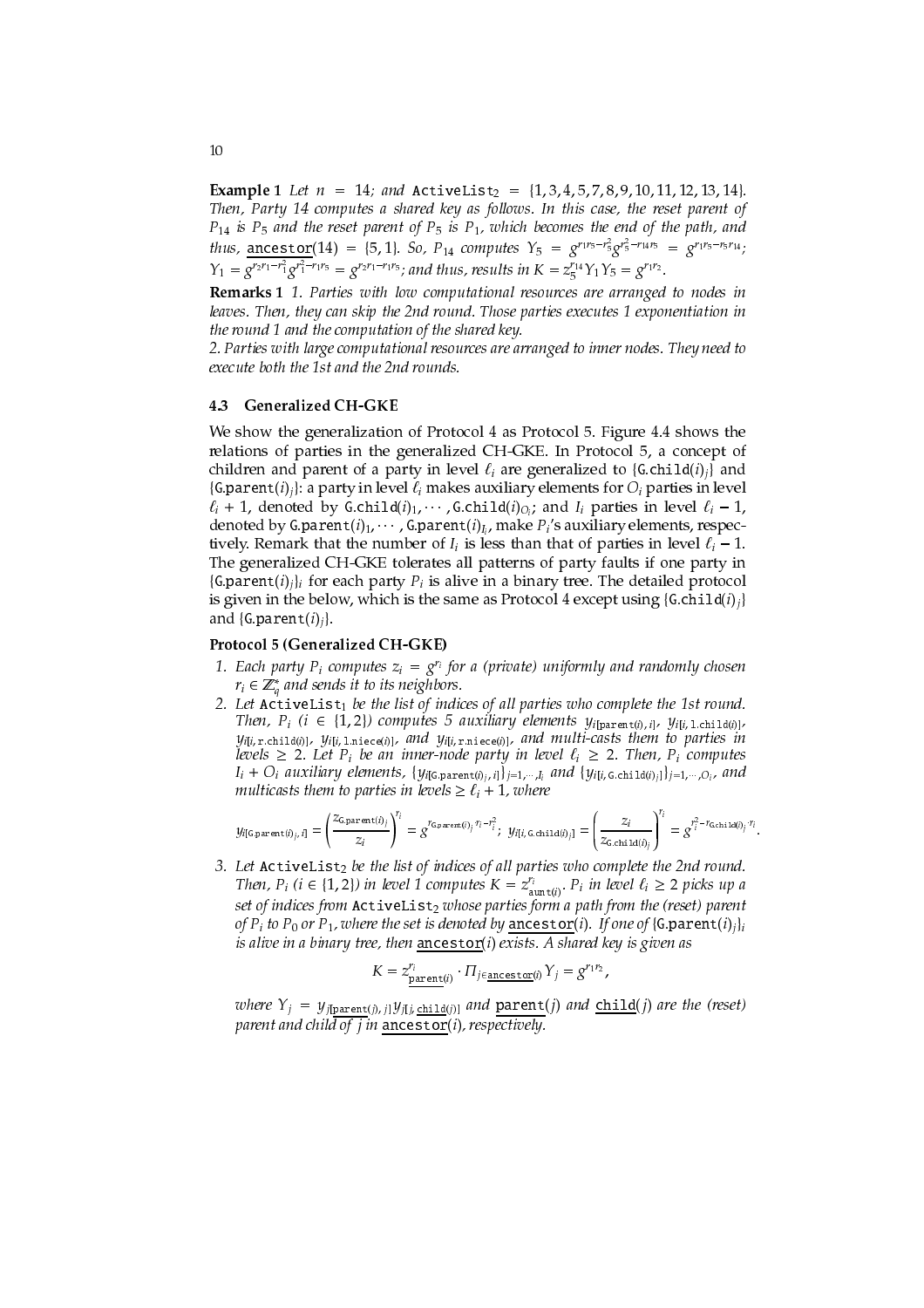**Example 1** *Let $n = 14$; and $\texttt{ActiveList}_2 = \{1, 3, 4, 5, 7, 8, 9, 10, 11, 12, 13, 14\}$. Then, Party 14 computes a shared key as follows. In this case, the reset parent of $P_{14}$ is $P_5$ and the reset parent of $P_5$ is $P_1$, which becomes the end of the path, and thus, $\underline{\texttt{ancestor}}(14) = \{5, 1\}$. So, $P_{14}$ computes $Y_5 = g^{r_1 r_5 - r_5^2} g^{r_5^2 - r_{14} r_5} = g^{r_1 r_5 - r_5 r_{14}}$; $Y_1 = g^{r_2 r_1 - r_1^2} g^{r_1^2 - r_1 r_5} = g^{r_2 r_1 - r_1 r_5}$; and thus, results in $K = z_5^{r_{14}} Y_1 Y_5 = g^{r_1 r_2}$.*

**Remarks 1** *1. Parties with low computational resources are arranged to nodes in leaves. Then, they can skip the 2nd round. Those parties executes 1 exponentiation in the round 1 and the computation of the shared key.*

*2. Parties with large computational resources are arranged to inner nodes. They need to execute both the 1st and the 2nd rounds.*

### 4.3 Generalized CH-GKE

We show the generalization of Protocol 4 as Protocol 5. Figure 4.4 shows the relations of parties in the generalized CH-GKE. In Protocol 5, a concept of children and parent of a party in level $\ell_i$ are generalized to $\{\texttt{G.child}(i)_j\}$ and $\{\texttt{G.parent}(i)_j\}$: a party in level $\ell_i$ makes auxiliary elements for $O_i$ parties in level $\ell_i + 1$, denoted by $\texttt{G.child}(i)_1, \cdots, \texttt{G.child}(i)_{O_i}$; and $I_i$ parties in level $\ell_i - 1$, denoted by $\texttt{G.parent}(i)_1, \cdots, \texttt{G.parent}(i)_{I_i}$, make $P_i$'s auxiliary elements, respectively. Remark that the number of $I_i$ is less than that of parties in level $\ell_i - 1$. The generalized CH-GKE tolerates all patterns of party faults if one party in $\{\texttt{G.parent}(i)_j\}_i$ for each party $P_i$ is alive in a binary tree. The detailed protocol is given in the below, which is the same as Protocol 4 except using $\{\texttt{G.child}(i)_j\}$ and $\{\texttt{G.parent}(i)_j\}$.

**Protocol 5 (Generalized CH-GKE)**

1. *Each party $P_i$ computes $z_i = g^{r_i}$ for a (private) uniformly and randomly chosen $r_i \in \mathbb{Z}_q^*$ and sends it to its neighbors.*
2. *Let $\texttt{ActiveList}_1$ be the list of indices of all parties who complete the 1st round. Then, $P_i$ ($i \in \{1, 2\}$) computes 5 auxiliary elements $y_{i[\texttt{parent}(i), i]}$, $y_{i[i, \texttt{l.child}(i)]}$, $y_{i[i, \texttt{r.child}(i)]}$, $y_{i[i, \texttt{l.niece}(i)]}$, and $y_{i[i, \texttt{r.niece}(i)]}$, and multi-casts them to parties in levels $\geq 2$. Let $P_i$ be an inner-node party in level $\ell_i \geq 2$. Then, $P_i$ computes $I_i + O_i$ auxiliary elements, $\{y_{i[\texttt{G.parent}(i)_j, i]}\}_{j=1,\cdots,I_i}$ and $\{y_{i[i, \texttt{G.child}(i)_j]}\}_{j=1,\cdots,O_i}$, and multicasts them to parties in levels $\geq \ell_i + 1$, where*

$$y_{i[\texttt{G.parent}(i)_j, i]} = \left(\frac{z_{\texttt{G.parent}(i)_j}}{z_i}\right)^{r_i} = g^{r_{\texttt{G.parent}(i)_j} \cdot r_i - r_i^2};\ \ y_{i[i, \texttt{G.child}(i)_j]} = \left(\frac{z_i}{z_{\texttt{G.child}(i)_j}}\right)^{r_i} = g^{r_i^2 - r_{\texttt{G.child}(i)_j} \cdot r_i}.$$

3. *Let $\texttt{ActiveList}_2$ be the list of indices of all parties who complete the 2nd round. Then, $P_i$ ($i \in \{1, 2\}$) in level 1 computes $K = z_{\texttt{aunt}(i)}^{r_i}$. $P_i$ in level $\ell_i \geq 2$ picks up a set of indices from $\texttt{ActiveList}_2$ whose parties form a path from the (reset) parent of $P_i$ to $P_0$ or $P_1$, where the set is denoted by $\underline{\texttt{ancestor}}(i)$. If one of $\{\texttt{G.parent}(i)_j\}_i$ is alive in a binary tree, then $\underline{\texttt{ancestor}}(i)$ exists. A shared key is given as*

$$K = z_{\underline{\texttt{parent}}(i)}^{r_i} \cdot \Pi_{j \in \underline{\texttt{ancestor}}(i)} Y_j = g^{r_1 r_2},$$

*where $Y_j = y_{j[\underline{\texttt{parent}}(j), j]} y_{j[j, \underline{\texttt{child}}(j)]}$ and $\underline{\texttt{parent}}(j)$ and $\underline{\texttt{child}}(j)$ are the (reset) parent and child of $j$ in $\underline{\texttt{ancestor}}(i)$, respectively.*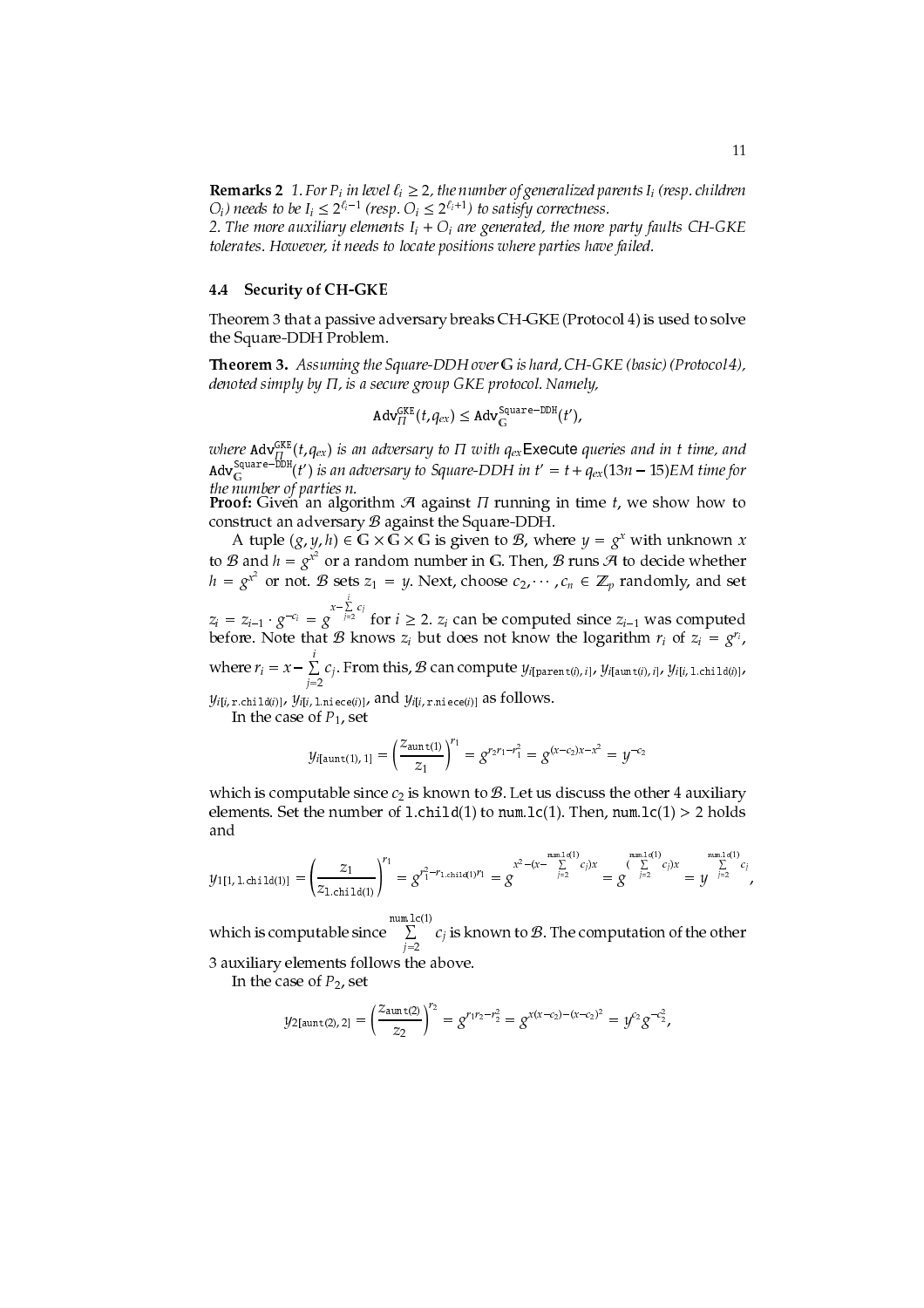**Remarks 2** *1. For $P_i$ in level $\ell_i \geq 2$, the number of generalized parents $I_i$ (resp. children $O_i$) needs to be $I_i \leq 2^{\ell_i - 1}$ (resp. $O_i \leq 2^{\ell_i+1}$) to satisfy correctness.*
*2. The more auxiliary elements $I_i + O_i$ are generated, the more party faults CH-GKE tolerates. However, it needs to locate positions where parties have failed.*

### 4.4 Security of CH-GKE

Theorem 3 that a passive adversary breaks CH-GKE (Protocol 4) is used to solve the Square-DDH Problem.

**Theorem 3.** *Assuming the Square-DDH over $\mathbb{G}$ is hard, CH-GKE (basic) (Protocol 4), denoted simply by $\Pi$, is a secure group GKE protocol. Namely,*

$$\mathtt{Adv}_{\Pi}^{\mathtt{GKE}}(t, q_{ex}) \leq \mathtt{Adv}_{\mathbb{G}}^{\mathtt{Square-DDH}}(t'),$$

*where $\mathtt{Adv}_{\Pi}^{\mathtt{GKE}}(t, q_{ex})$ is an adversary to $\Pi$ with $q_{ex}$* Execute *queries and in $t$ time, and $\mathtt{Adv}_{\mathbb{G}}^{\mathtt{Square-DDH}}(t')$ is an adversary to Square-DDH in $t' = t + q_{ex}(13n - 15)EM$ time for the number of parties $n$.*

**Proof:** Given an algorithm $\mathcal{A}$ against $\Pi$ running in time $t$, we show how to construct an adversary $\mathcal{B}$ against the Square-DDH.

A tuple $(g, y, h) \in \mathbb{G} \times \mathbb{G} \times \mathbb{G}$ is given to $\mathcal{B}$, where $y = g^x$ with unknown $x$ to $\mathcal{B}$ and $h = g^{x^2}$ or a random number in $\mathbb{G}$. Then, $\mathcal{B}$ runs $\mathcal{A}$ to decide whether $h = g^{x^2}$ or not. $\mathcal{B}$ sets $z_1 = y$. Next, choose $c_2, \cdots, c_n \in \mathbb{Z}_p$ randomly, and set $z_i = z_{i-1} \cdot g^{-c_i} = g^{x - \sum_{j=2}^{i} c_j}$ for $i \geq 2$. $z_i$ can be computed since $z_{i-1}$ was computed before. Note that $\mathcal{B}$ knows $z_i$ but does not know the logarithm $r_i$ of $z_i = g^{r_i}$, where $r_i = x - \sum_{j=2}^{i} c_j$. From this, $\mathcal{B}$ can compute $y_{i[\mathtt{parent}(i), i]}$, $y_{i[\mathtt{aunt}(i), i]}$, $y_{i[i, \mathtt{l.child}(i)]}$, $y_{i[i, \mathtt{r.child}(i)]}$, $y_{i[i, \mathtt{l.niece}(i)]}$, and $y_{i[i, \mathtt{r.niece}(i)]}$ as follows.

In the case of $P_1$, set

$$y_{i[\mathtt{aunt}(1), 1]} = \left(\frac{z_{\mathtt{aunt}(1)}}{z_1}\right)^{r_1} = g^{r_2 r_1 - r_1^2} = g^{(x - c_2)x - x^2} = y^{-c_2}$$

which is computable since $c_2$ is known to $\mathcal{B}$. Let us discuss the other 4 auxiliary elements. Set the number of $\mathtt{l.child}(1)$ to $\mathtt{num.lc}(1)$. Then, $\mathtt{num.lc}(1) > 2$ holds and

$$y_{1[1, \mathtt{l.child}(1)]} = \left(\frac{z_1}{z_{\mathtt{l.child}(1)}}\right)^{r_1} = g^{r_1^2 - r_{\mathtt{1.child}(1)} r_1} = g^{x^2 - (x - \sum_{j=2}^{\mathtt{num.lc}(1)} c_j)x} = g^{(\sum_{j=2}^{\mathtt{num.lc}(1)} c_j)x} = y^{\sum_{j=2}^{\mathtt{num.lc}(1)} c_j},$$

which is computable since $\sum_{j=2}^{\mathtt{num.lc}(1)} c_j$ is known to $\mathcal{B}$. The computation of the other 3 auxiliary elements follows the above.

In the case of $P_2$, set

$$y_{2[\mathtt{aunt}(2), 2]} = \left(\frac{z_{\mathtt{aunt}(2)}}{z_2}\right)^{r_2} = g^{r_1 r_2 - r_2^2} = g^{x(x - c_2) - (x - c_2)^2} = y^{c_2} g^{-c_2^2},$$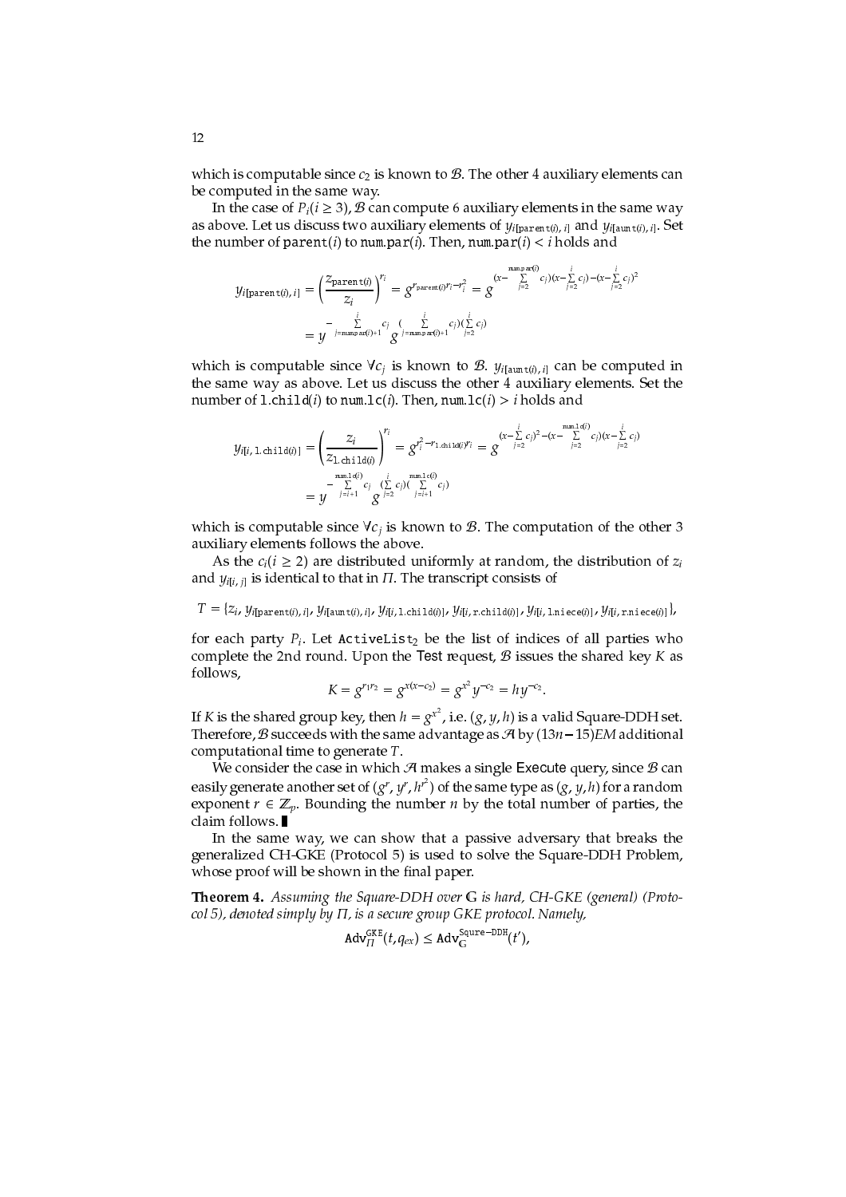which is computable since $c_2$ is known to $\mathcal{B}$. The other 4 auxiliary elements can be computed in the same way.

In the case of $P_i (i \geq 3)$, $\mathcal{B}$ can compute 6 auxiliary elements in the same way as above. Let us discuss two auxiliary elements of $y_{i[\mathtt{parent}(i),\, i]}$ and $y_{i[\mathtt{aunt}(i),\, i]}$. Set the number of $\mathtt{parent}(i)$ to $\mathtt{num.par}(i)$. Then, $\mathtt{num.par}(i) < i$ holds and

$$y_{i[\mathtt{parent}(i),\, i]} = \left(\frac{z_{\mathtt{parent}(i)}}{z_i}\right)^{r_i} = g^{r_{\mathtt{parent}(i)} r_i - r_i^2} = g^{(x - \sum_{j=2}^{\mathtt{num.par}(i)} c_j)(x - \sum_{j=2}^{i} c_j) - (x - \sum_{j=2}^{i} c_j)^2}$$
$$= y^{-\sum_{j=\mathtt{num.par}(i)+1}^{i} c_j} g^{(\sum_{j=\mathtt{num.par}(i)+1}^{i} c_j)(\sum_{j=2}^{i} c_j)}$$

which is computable since $\forall c_j$ is known to $\mathcal{B}$. $y_{i[\mathtt{aunt}(i),\, i]}$ can be computed in the same way as above. Let us discuss the other 4 auxiliary elements. Set the number of $\mathtt{l.child}(i)$ to $\mathtt{num.lc}(i)$. Then, $\mathtt{num.lc}(i) > i$ holds and

$$y_{i[i,\, \mathtt{l.child}(i)]} = \left(\frac{z_i}{z_{\mathtt{l.child}(i)}}\right)^{r_i} = g^{r_i^2 - r_{\mathtt{l.child}(i)} r_i} = g^{(x - \sum_{j=2}^{i} c_j)^2 - (x - \sum_{j=2}^{\mathtt{num.lc}(i)} c_j)(x - \sum_{j=2}^{i} c_j)}$$
$$= y^{-\sum_{j=i+1}^{\mathtt{num.lc}(i)} c_j} g^{(\sum_{j=2}^{i} c_j)(\sum_{j=i+1}^{\mathtt{num.lc}(i)} c_j)}$$

which is computable since $\forall c_j$ is known to $\mathcal{B}$. The computation of the other 3 auxiliary elements follows the above.

As the $c_i (i \geq 2)$ are distributed uniformly at random, the distribution of $z_i$ and $y_{i[i,\, j]}$ is identical to that in $\Pi$. The transcript consists of

$$T = \{z_i, y_{i[\mathtt{parent}(i),\, i]}, y_{i[\mathtt{aunt}(i),\, i]}, y_{i[i,\, \mathtt{l.child}(i)]}, y_{i[i,\, \mathtt{r.child}(i)]}, y_{i[i,\, \mathtt{l.niece}(i)]}, y_{i[i,\, \mathtt{r.niece}(i)]}\},$$

for each party $P_i$. Let $\mathtt{ActiveList}_2$ be the list of indices of all parties who complete the 2nd round. Upon the Test request, $\mathcal{B}$ issues the shared key $K$ as follows,

$$K = g^{r_1 r_2} = g^{x(x - c_2)} = g^{x^2} y^{-c_2} = h y^{-c_2}.$$

If $K$ is the shared group key, then $h = g^{x^2}$, i.e. $(g, y, h)$ is a valid Square-DDH set. Therefore, $\mathcal{B}$ succeeds with the same advantage as $\mathcal{A}$ by $(13n - 15)EM$ additional computational time to generate $T$.

We consider the case in which $\mathcal{A}$ makes a single Execute query, since $\mathcal{B}$ can easily generate another set of $(g^r, y^r, h^{r^2})$ of the same type as $(g, y, h)$ for a random exponent $r \in \mathbb{Z}_p$. Bounding the number $n$ by the total number of parties, the claim follows. ∎

In the same way, we can show that a passive adversary that breaks the generalized CH-GKE (Protocol 5) is used to solve the Square-DDH Problem, whose proof will be shown in the final paper.

**Theorem 4.** *Assuming the Square-DDH over* $\mathbb{G}$ *is hard, CH-GKE (general) (Protocol 5), denoted simply by* $\Pi$*, is a secure group GKE protocol. Namely,*

$$\mathtt{Adv}_{\Pi}^{\mathtt{GKE}}(t, q_{ex}) \leq \mathtt{Adv}_{\mathbb{G}}^{\mathtt{Squre-DDH}}(t'),$$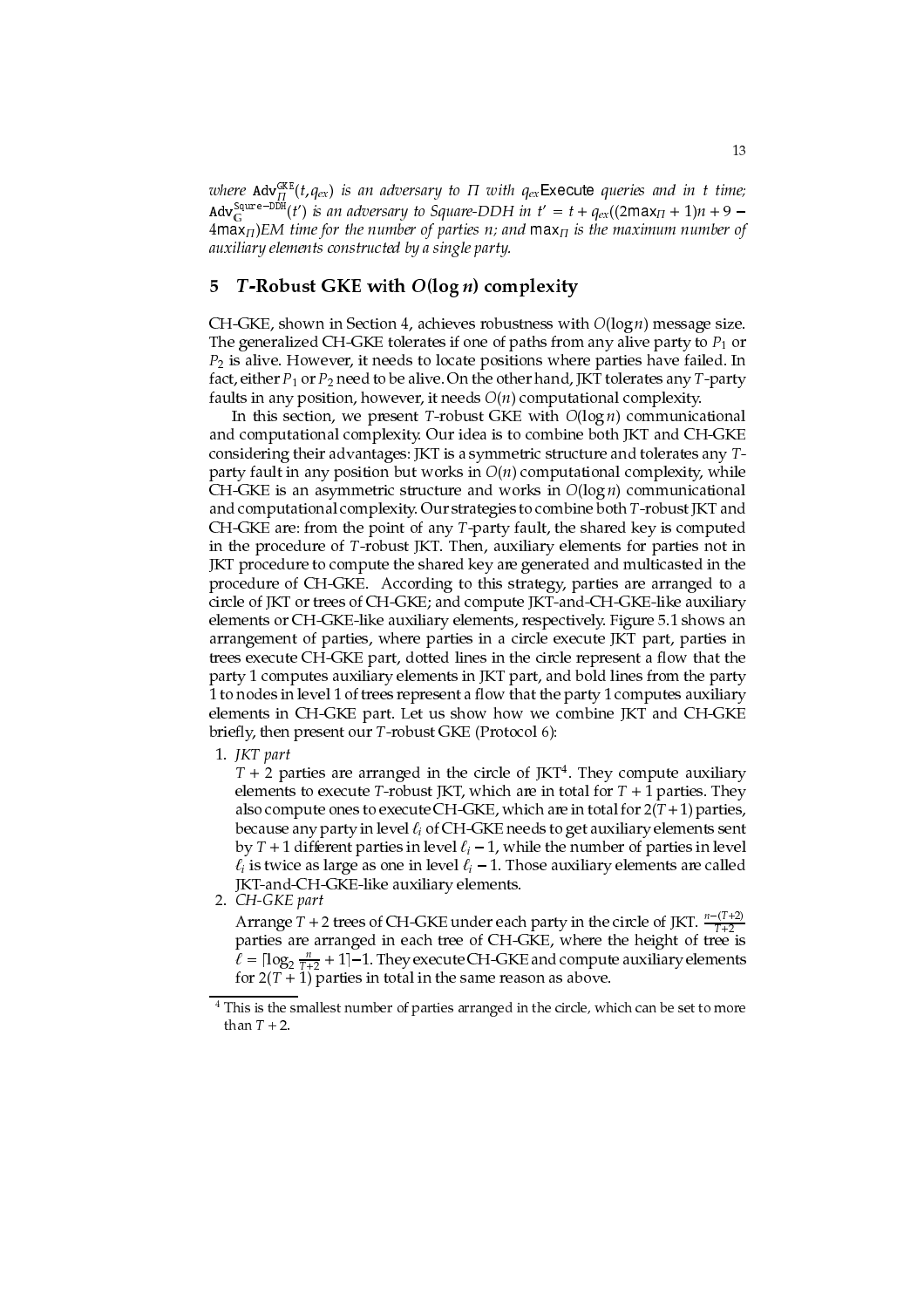*where* $\mathtt{Adv}^{\mathtt{GKE}}_{\Pi}(t, q_{ex})$ *is an adversary to* $\Pi$ *with* $q_{ex}$Execute *queries and in* $t$ *time;* $\mathtt{Adv}^{\mathtt{Squre-DDH}}_{\mathbb{G}}(t')$ *is an adversary to Square-DDH in* $t' = t + q_{ex}((2\mathsf{max}_{\Pi} + 1)n + 9 - 4\mathsf{max}_{\Pi})EM$ *time for the number of parties* $n$*; and* $\mathsf{max}_{\Pi}$ *is the maximum number of auxiliary elements constructed by a single party.*

## 5 $T$-Robust GKE with $O(\log n)$ complexity

CH-GKE, shown in Section 4, achieves robustness with $O(\log n)$ message size. The generalized CH-GKE tolerates if one of paths from any alive party to $P_1$ or $P_2$ is alive. However, it needs to locate positions where parties have failed. In fact, either $P_1$ or $P_2$ need to be alive. On the other hand, JKT tolerates any $T$-party faults in any position, however, it needs $O(n)$ computational complexity.

In this section, we present $T$-robust GKE with $O(\log n)$ communicational and computational complexity. Our idea is to combine both JKT and CH-GKE considering their advantages: JKT is a symmetric structure and tolerates any $T$-party fault in any position but works in $O(n)$ computational complexity, while CH-GKE is an asymmetric structure and works in $O(\log n)$ communicational and computational complexity. Our strategies to combine both $T$-robust JKT and CH-GKE are: from the point of any $T$-party fault, the shared key is computed in the procedure of $T$-robust JKT. Then, auxiliary elements for parties not in JKT procedure to compute the shared key are generated and multicasted in the procedure of CH-GKE. According to this strategy, parties are arranged to a circle of JKT or trees of CH-GKE; and compute JKT-and-CH-GKE-like auxiliary elements or CH-GKE-like auxiliary elements, respectively. Figure 5.1 shows an arrangement of parties, where parties in a circle execute JKT part, parties in trees execute CH-GKE part, dotted lines in the circle represent a flow that the party 1 computes auxiliary elements in JKT part, and bold lines from the party 1 to nodes in level 1 of trees represent a flow that the party 1 computes auxiliary elements in CH-GKE part. Let us show how we combine JKT and CH-GKE briefly, then present our $T$-robust GKE (Protocol 6):

1. *JKT part*
   $T + 2$ parties are arranged in the circle of JKT[4]. They compute auxiliary elements to execute $T$-robust JKT, which are in total for $T + 1$ parties. They also compute ones to execute CH-GKE, which are in total for $2(T + 1)$ parties, because any party in level $\ell_i$ of CH-GKE needs to get auxiliary elements sent by $T + 1$ different parties in level $\ell_i - 1$, while the number of parties in level $\ell_i$ is twice as large as one in level $\ell_i - 1$. Those auxiliary elements are called JKT-and-CH-GKE-like auxiliary elements.
2. *CH-GKE part*
   Arrange $T + 2$ trees of CH-GKE under each party in the circle of JKT. $\frac{n-(T+2)}{T+2}$ parties are arranged in each tree of CH-GKE, where the height of tree is $\ell = \lceil \log_2 \frac{n}{T+2} + 1 \rceil - 1$. They execute CH-GKE and compute auxiliary elements for $2(T + 1)$ parties in total in the same reason as above.

[4] This is the smallest number of parties arranged in the circle, which can be set to more than $T + 2$.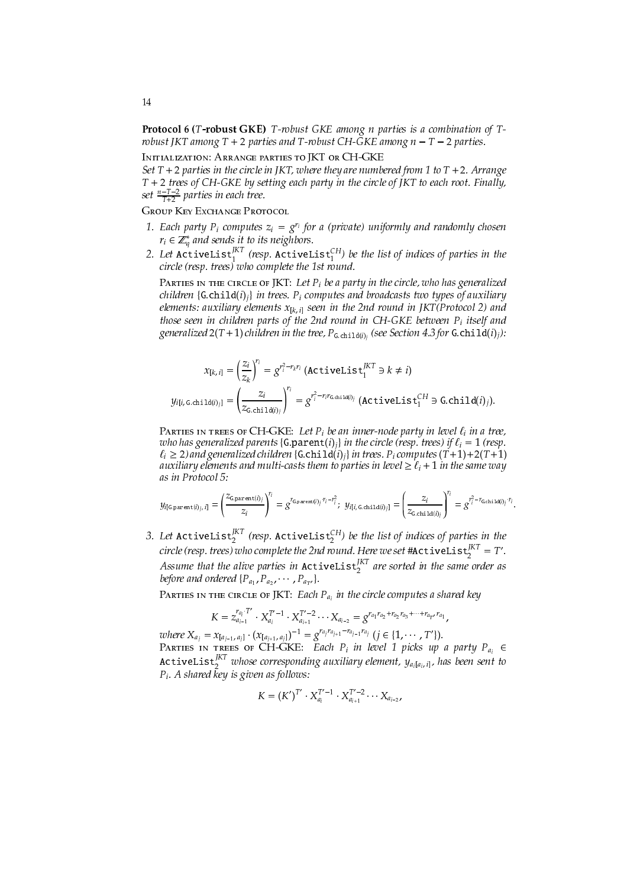**Protocol 6 ($T$-robust GKE)** *$T$-robust GKE among $n$ parties is a combination of $T$-robust JKT among $T+2$ parties and $T$-robust CH-GKE among $n-T-2$ parties.*

Initialization: Arrange parties to JKT or CH-GKE

*Set $T+2$ parties in the circle in JKT, where they are numbered from 1 to $T+2$. Arrange $T+2$ trees of CH-GKE by setting each party in the circle of JKT to each root. Finally, set $\frac{n-T-2}{T+2}$ parties in each tree.*

Group Key Exchange Protocol

1. *Each party $P_i$ computes $z_i = g^{r_i}$ for a (private) uniformly and randomly chosen $r_i \in \mathbb{Z}_q^*$ and sends it to its neighbors.*
2. *Let $\texttt{ActiveList}_1^{JKT}$ (resp. $\texttt{ActiveList}_1^{CH}$) be the list of indices of parties in the circle (resp. trees) who complete the 1st round.*

   Parties in the circle of JKT: *Let $P_i$ be a party in the circle, who has generalized children $\{\texttt{G.child}(i)_j\}$ in trees. $P_i$ computes and broadcasts two types of auxiliary elements: auxiliary elements $x_{[k,i]}$ seen in the 2nd round in JKT(Protocol 2) and those seen in children parts of the 2nd round in CH-GKE between $P_i$ itself and generalized $2(T+1)$ children in the tree, $P_{\texttt{G.child}(i)_j}$ (see Section 4.3 for $\texttt{G.child}(i)_j$):*

$$x_{[k,i]} = \left(\frac{z_i}{z_k}\right)^{r_i} = g^{r_i^2 - r_k r_i} \ (\texttt{ActiveList}_1^{JKT} \ni k \neq i)$$

$$y_{i[i,\texttt{G.child}(i)_j]} = \left(\frac{z_i}{z_{\texttt{G.child}(i)_j}}\right)^{r_i} = g^{r_i^2 - r_i r_{\texttt{G.child}(i)_j}} \ (\texttt{ActiveList}_1^{CH} \ni \texttt{G.child}(i)_j).$$

   Parties in trees of CH-GKE: *Let $P_i$ be an inner-node party in level $\ell_i$ in a tree, who has generalized parents $\{\texttt{G.parent}(i)_j\}$ in the circle (resp. trees) if $\ell_i = 1$ (resp. $\ell_i \geq 2$) and generalized children $\{\texttt{G.child}(i)_j\}$ in trees. $P_i$ computes $(T+1)+2(T+1)$ auxiliary elements and multi-casts them to parties in level $\geq \ell_i + 1$ in the same way as in Protocol 5:*

$$y_{i[\texttt{G.parent}(i)_j,i]} = \left(\frac{z_{\texttt{G.parent}(i)_j}}{z_i}\right)^{r_i} = g^{r_{\texttt{G.parent}(i)_j} r_i - r_i^2};\ y_{i[i,\texttt{G.child}(i)_j]} = \left(\frac{z_i}{z_{\texttt{G.child}(i)_j}}\right)^{r_i} = g^{r_i^2 - r_{\texttt{G.child}(i)_j} \cdot r_i}.$$

3. *Let $\texttt{ActiveList}_2^{JKT}$ (resp. $\texttt{ActiveList}_2^{CH}$) be the list of indices of parties in the circle (resp. trees) who complete the 2nd round. Here we set $\#\texttt{ActiveList}_2^{JKT} = T'$. Assume that the alive parties in $\texttt{ActiveList}_2^{JKT}$ are sorted in the same order as before and ordered $\{P_{a_1}, P_{a_2}, \cdots, P_{a_{T'}}\}$.*

   Parties in the circle of JKT: *Each $P_{a_i}$ in the circle computes a shared key*

$$K = z_{a_{i-1}}^{r_{a_i} \cdot T'} \cdot X_{a_i}^{T'-1} \cdot X_{a_{i+1}}^{T'-2} \cdots X_{a_{i-2}} = g^{r_{a_1} r_{a_2} + r_{a_2} r_{a_3} + \cdots + r_{a_{T'}} r_{a_1}},$$

   *where $X_{a_j} = x_{[a_{j-1},a_j]} \cdot (x_{[a_{j+1},a_j]})^{-1} = g^{r_{a_j} r_{a_{j+1}} - r_{a_{j-1}} r_{a_j}}$ $(j \in \{1, \cdots, T'\})$.*

   Parties in trees of CH-GKE: *Each $P_i$ in level 1 picks up a party $P_{a_i} \in \texttt{ActiveList}_2^{JKT}$ whose corresponding auxiliary element, $y_{a_i[a_i,i]}$, has been sent to $P_i$. A shared key is given as follows:*

$$K = (K')^{T'} \cdot X_{a_i}^{T'-1} \cdot X_{a_{i+1}}^{T'-2} \cdots X_{a_{i-2}},$$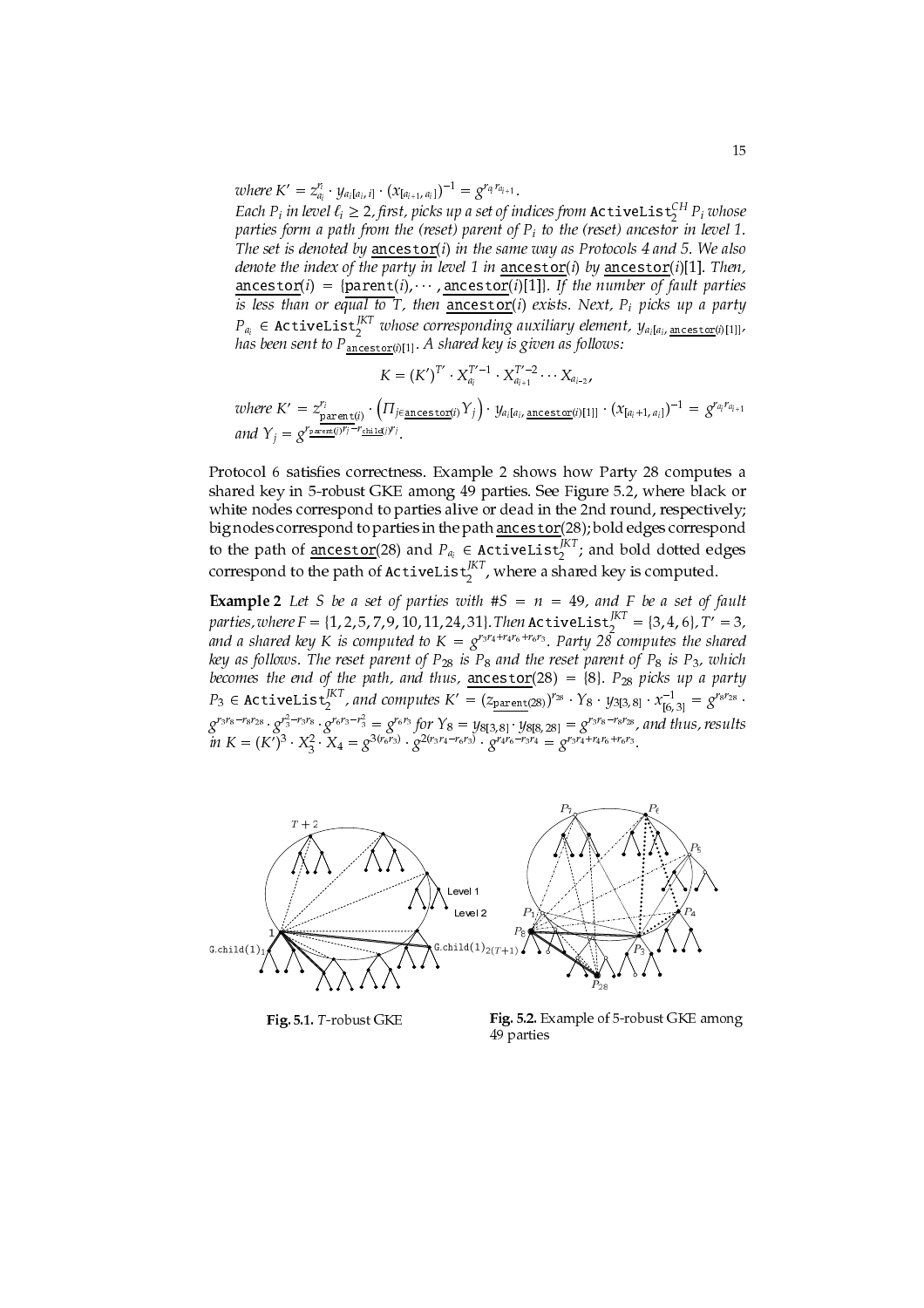*where* $K' = z_{a_i}^{r_i} \cdot y_{a_i[a_i, i]} \cdot (x_{[a_{i+1}, a_i]})^{-1} = g^{r_{a_i} r_{a_{i+1}}}$.

*Each* $P_i$ *in level* $\ell_i \geq 2$*, first, picks up a set of indices from* $\texttt{ActiveList}_2^{CH}$ $P_i$ *whose parties form a path from the (reset) parent of* $P_i$ *to the (reset) ancestor in level 1. The set is denoted by* $\underline{\texttt{ancestor}}(i)$ *in the same way as Protocols 4 and 5. We also denote the index of the party in level 1 in* $\underline{\texttt{ancestor}}(i)$ *by* $\underline{\texttt{ancestor}}(i)[1]$*. Then,* $\underline{\texttt{ancestor}}(i) = \{\underline{\texttt{parent}}(i), \cdots, \underline{\texttt{ancestor}}(i)[1]\}$*. If the number of fault parties is less than or equal to* $T$*, then* $\underline{\texttt{ancestor}}(i)$ *exists. Next,* $P_i$ *picks up a party* $P_{a_i} \in \texttt{ActiveList}_2^{JKT}$ *whose corresponding auxiliary element,* $y_{a_i[a_i, \underline{\texttt{ancestor}}(i)[1]]}$*, has been sent to* $P_{\underline{\texttt{ancestor}}(i)[1]}$*. A shared key is given as follows:*

$$K = (K')^{T'} \cdot X_{a_i}^{T'-1} \cdot X_{a_{i+1}}^{T'-2} \cdots X_{a_{i-2}},$$

*where* $K' = z_{\underline{\texttt{parent}}(i)}^{r_i} \cdot \left(\Pi_{j \in \underline{\texttt{ancestor}}(i)} Y_j\right) \cdot y_{a_i[a_i, \underline{\texttt{ancestor}}(i)[1]]} \cdot (x_{[a_i+1, a_i]})^{-1} = g^{r_{a_i} r_{a_{i+1}}}$ *and* $Y_j = g^{r_{\underline{\texttt{parent}}(j)} r_j - r_{\underline{\texttt{child}}(j)} r_j}$.

Protocol 6 satisfies correctness. Example 2 shows how Party 28 computes a shared key in 5-robust GKE among 49 parties. See Figure 5.2, where black or white nodes correspond to parties alive or dead in the 2nd round, respectively; big nodes correspond to parties in the path $\underline{\texttt{ancestor}}(28)$; bold edges correspond to the path of $\underline{\texttt{ancestor}}(28)$ and $P_{a_i} \in \texttt{ActiveList}_2^{JKT}$; and bold dotted edges correspond to the path of $\texttt{ActiveList}_2^{JKT}$, where a shared key is computed.

**Example 2** *Let* $S$ *be a set of parties with* $\#S = n = 49$*, and* $F$ *be a set of fault parties, where* $F = \{1, 2, 5, 7, 9, 10, 11, 24, 31\}$*. Then* $\texttt{ActiveList}_2^{JKT} = \{3, 4, 6\}$*,* $T' = 3$*, and a shared key* $K$ *is computed to* $K = g^{r_3 r_4 + r_4 r_6 + r_6 r_3}$*. Party 28 computes the shared key as follows. The reset parent of* $P_{28}$ *is* $P_8$ *and the reset parent of* $P_8$ *is* $P_3$*, which becomes the end of the path, and thus,* $\underline{\texttt{ancestor}}(28) = \{8\}$*.* $P_{28}$ *picks up a party* $P_3 \in \texttt{ActiveList}_2^{JKT}$*, and computes* $K' = (z_{\underline{\texttt{parent}}(28)})^{r_{28}} \cdot Y_8 \cdot y_{3[3,8]} \cdot x_{[6,3]}^{-1} = g^{r_8 r_{28}} \cdot g^{r_3 r_8 - r_8 r_{28}} \cdot g^{r_3^2 - r_3 r_8} \cdot g^{r_6 r_3 - r_3^2} = g^{r_6 r_3}$ *for* $Y_8 = y_{8[3,8]} \cdot y_{8[8,28]} = g^{r_3 r_8 - r_8 r_{28}}$*, and thus, results in* $K = (K')^3 \cdot X_3^2 \cdot X_4 = g^{3(r_6 r_3)} \cdot g^{2(r_3 r_4 - r_6 r_3)} \cdot g^{r_4 r_6 - r_3 r_4} = g^{r_3 r_4 + r_4 r_6 + r_6 r_3}$.

**Fig. 5.1.** $T$-robust GKE

**Fig. 5.2.** Example of 5-robust GKE among 49 parties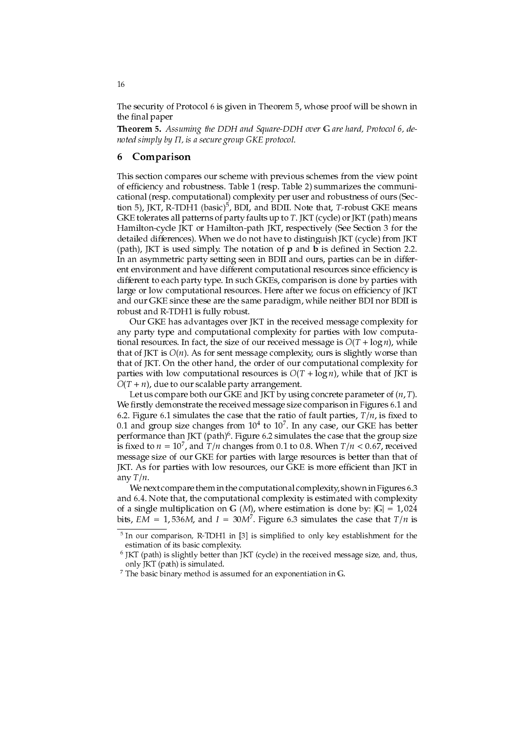The security of Protocol 6 is given in Theorem 5, whose proof will be shown in the final paper

**Theorem 5.** *Assuming the DDH and Square-DDH over $\mathbb{G}$ are hard, Protocol 6, denoted simply by $\Pi$, is a secure group GKE protocol.*

## 6 Comparison

This section compares our scheme with previous schemes from the view point of efficiency and robustness. Table 1 (resp. Table 2) summarizes the communicational (resp. computational) complexity per user and robustness of ours (Section 5), JKT, R-TDH1 (basic)[5], BDI, and BDII. Note that, $T$-robust GKE means GKE tolerates all patterns of party faults up to $T$. JKT (cycle) or JKT (path) means Hamilton-cycle JKT or Hamilton-path JKT, respectively (See Section 3 for the detailed differences). When we do not have to distinguish JKT (cycle) from JKT (path), JKT is used simply. The notation of $\mathbf{p}$ and $\mathbf{b}$ is defined in Section 2.2. In an asymmetric party setting seen in BDII and ours, parties can be in different environment and have different computational resources since efficiency is different to each party type. In such GKEs, comparison is done by parties with large or low computational resources. Here after we focus on efficiency of JKT and our GKE since these are the same paradigm, while neither BDI nor BDII is robust and R-TDH1 is fully robust.

Our GKE has advantages over JKT in the received message complexity for any party type and computational complexity for parties with low computational resources. In fact, the size of our received message is $O(T + \log n)$, while that of JKT is $O(n)$. As for sent message complexity, ours is slightly worse than that of JKT. On the other hand, the order of our computational complexity for parties with low computational resources is $O(T + \log n)$, while that of JKT is $O(T + n)$, due to our scalable party arrangement.

Let us compare both our GKE and JKT by using concrete parameter of $(n, T)$. We firstly demonstrate the received message size comparison in Figures 6.1 and 6.2. Figure 6.1 simulates the case that the ratio of fault parties, $T/n$, is fixed to 0.1 and group size changes from $10^4$ to $10^7$. In any case, our GKE has better performance than JKT (path)[6]. Figure 6.2 simulates the case that the group size is fixed to $n = 10^7$, and $T/n$ changes from 0.1 to 0.8. When $T/n < 0.67$, received message size of our GKE for parties with large resources is better than that of JKT. As for parties with low resources, our GKE is more efficient than JKT in any $T/n$.

We next compare them in the computational complexity, shown in Figures 6.3 and 6.4. Note that, the computational complexity is estimated with complexity of a single multiplication on $\mathbb{G}$ $(M)$, where estimation is done by: $|\mathbb{G}| = 1{,}024$ bits, $EM = 1{,}536M$, and $I = 30M$[7]. Figure 6.3 simulates the case that $T/n$ is

---

[5] In our comparison, R-TDH1 in [3] is simplified to only key establishment for the estimation of its basic complexity.

[6] JKT (path) is slightly better than JKT (cycle) in the received message size, and, thus, only JKT (path) is simulated.

[7] The basic binary method is assumed for an exponentiation in $\mathbb{G}$.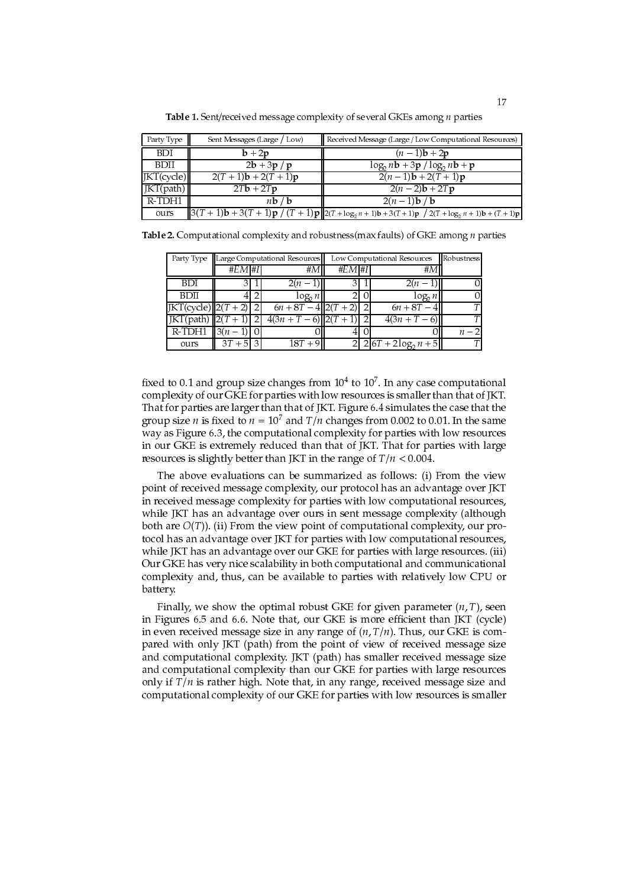**Table 1.** Sent/received message complexity of several GKEs among $n$ parties

| Party Type | Sent Messages (Large / Low) | Received Message (Large / Low Computational Resources) |
|---|---|---|
| BDI | $\mathbf{b} + 2\mathbf{p}$ | $(n-1)\mathbf{b} + 2\mathbf{p}$ |
| BDII | $2\mathbf{b} + 3\mathbf{p}$ / $\mathbf{p}$ | $\log_2 n\mathbf{b} + 3\mathbf{p}$ / $\log_2 n\mathbf{b} + \mathbf{p}$ |
| JKT(cycle) | $2(T+1)\mathbf{b} + 2(T+1)\mathbf{p}$ | $2(n-1)\mathbf{b} + 2(T+1)\mathbf{p}$ |
| JKT(path) | $2T\mathbf{b} + 2T\mathbf{p}$ | $2(n-2)\mathbf{b} + 2T\mathbf{p}$ |
| R-TDH1 | $n\mathbf{b}$ / $\mathbf{b}$ | $2(n-1)\mathbf{b}$ / $\mathbf{b}$ |
| ours | $3(T+1)\mathbf{b} + 3(T+1)\mathbf{p}$ / $(T+1)\mathbf{p}$ | $2(T + \log_2 n + 1)\mathbf{b} + 3(T+1)\mathbf{p}$ / $2(T + \log_2 n + 1)\mathbf{b} + (T+1)\mathbf{p}$ |

**Table 2.** Computational complexity and robustness(max faults) of GKE among $n$ parties

| Party Type | Large Computational Resources | | | Low Computational Resources | | | Robustness |
|---|---|---|---|---|---|---|---|
| | $\#EM$ | $\#I$ | $\#M$ | $\#EM$ | $\#I$ | $\#M$ | |
| BDI | 3 | 1 | $2(n-1)$ | 3 | 1 | $2(n-1)$ | 0 |
| BDII | 4 | 2 | $\log_2 n$ | 2 | 0 | $\log_2 n$ | 0 |
| JKT(cycle) | $2(T+2)$ | 2 | $6n + 8T - 4$ | $2(T+2)$ | 2 | $6n + 8T - 4$ | $T$ |
| JKT(path) | $2(T+1)$ | 2 | $4(3n + T - 6)$ | $2(T+1)$ | 2 | $4(3n + T - 6)$ | $T$ |
| R-TDH1 | $3(n-1)$ | 0 | 0 | 4 | 0 | 0 | $n-2$ |
| ours | $3T + 5$ | 3 | $18T + 9$ | 2 | 2 | $6T + 2\log_2 n + 5$ | $T$ |

fixed to 0.1 and group size changes from $10^4$ to $10^7$. In any case computational complexity of our GKE for parties with low resources is smaller than that of JKT. That for parties are larger than that of JKT. Figure 6.4 simulates the case that the group size $n$ is fixed to $n = 10^7$ and $T/n$ changes from 0.002 to 0.01. In the same way as Figure 6.3, the computational complexity for parties with low resources in our GKE is extremely reduced than that of JKT. That for parties with large resources is slightly better than JKT in the range of $T/n < 0.004$.

The above evaluations can be summarized as follows: (i) From the view point of received message complexity, our protocol has an advantage over JKT in received message complexity for parties with low computational resources, while JKT has an advantage over ours in sent message complexity (although both are $O(T)$). (ii) From the view point of computational complexity, our protocol has an advantage over JKT for parties with low computational resources, while JKT has an advantage over our GKE for parties with large resources. (iii) Our GKE has very nice scalability in both computational and communicational complexity and, thus, can be available to parties with relatively low CPU or battery.

Finally, we show the optimal robust GKE for given parameter $(n, T)$, seen in Figures 6.5 and 6.6. Note that, our GKE is more efficient than JKT (cycle) in even received message size in any range of $(n, T/n)$. Thus, our GKE is compared with only JKT (path) from the point of view of received message size and computational complexity. JKT (path) has smaller received message size and computational complexity than our GKE for parties with large resources only if $T/n$ is rather high. Note that, in any range, received message size and computational complexity of our GKE for parties with low resources is smaller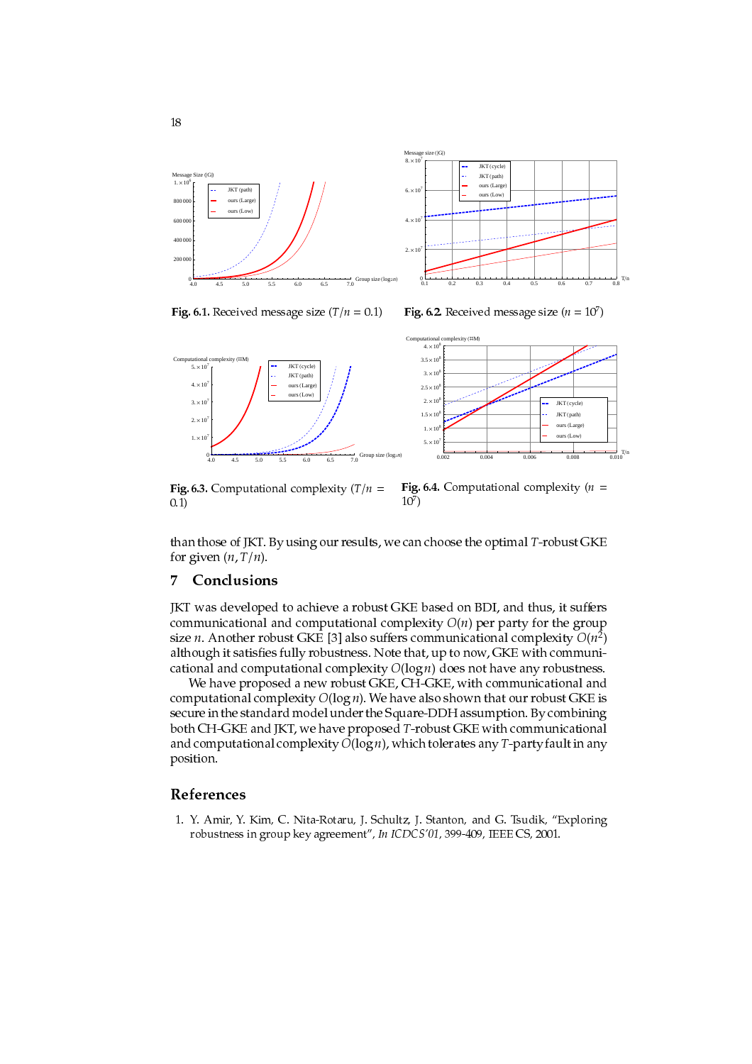**Fig. 6.1.** Received message size ($T/n = 0.1$)

**Fig. 6.2.** Received message size ($n = 10^7$)

**Fig. 6.3.** Computational complexity ($T/n = 0.1$)

**Fig. 6.4.** Computational complexity ($n = 10^7$)

than those of JKT. By using our results, we can choose the optimal $T$-robust GKE for given $(n, T/n)$.

## 7 Conclusions

JKT was developed to achieve a robust GKE based on BDI, and thus, it suffers communicational and computational complexity $O(n)$ per party for the group size $n$. Another robust GKE [3] also suffers communicational complexity $O(n^2)$ although it satisfies fully robustness. Note that, up to now, GKE with communicational and computational complexity $O(\log n)$ does not have any robustness.

We have proposed a new robust GKE, CH-GKE, with communicational and computational complexity $O(\log n)$. We have also shown that our robust GKE is secure in the standard model under the Square-DDH assumption. By combining both CH-GKE and JKT, we have proposed $T$-robust GKE with communicational and computational complexity $O(\log n)$, which tolerates any $T$-party fault in any position.

## References

1. Y. Amir, Y. Kim, C. Nita-Rotaru, J. Schultz, J. Stanton, and G. Tsudik, "Exploring robustness in group key agreement", *In ICDCS'01*, 399-409, IEEE CS, 2001.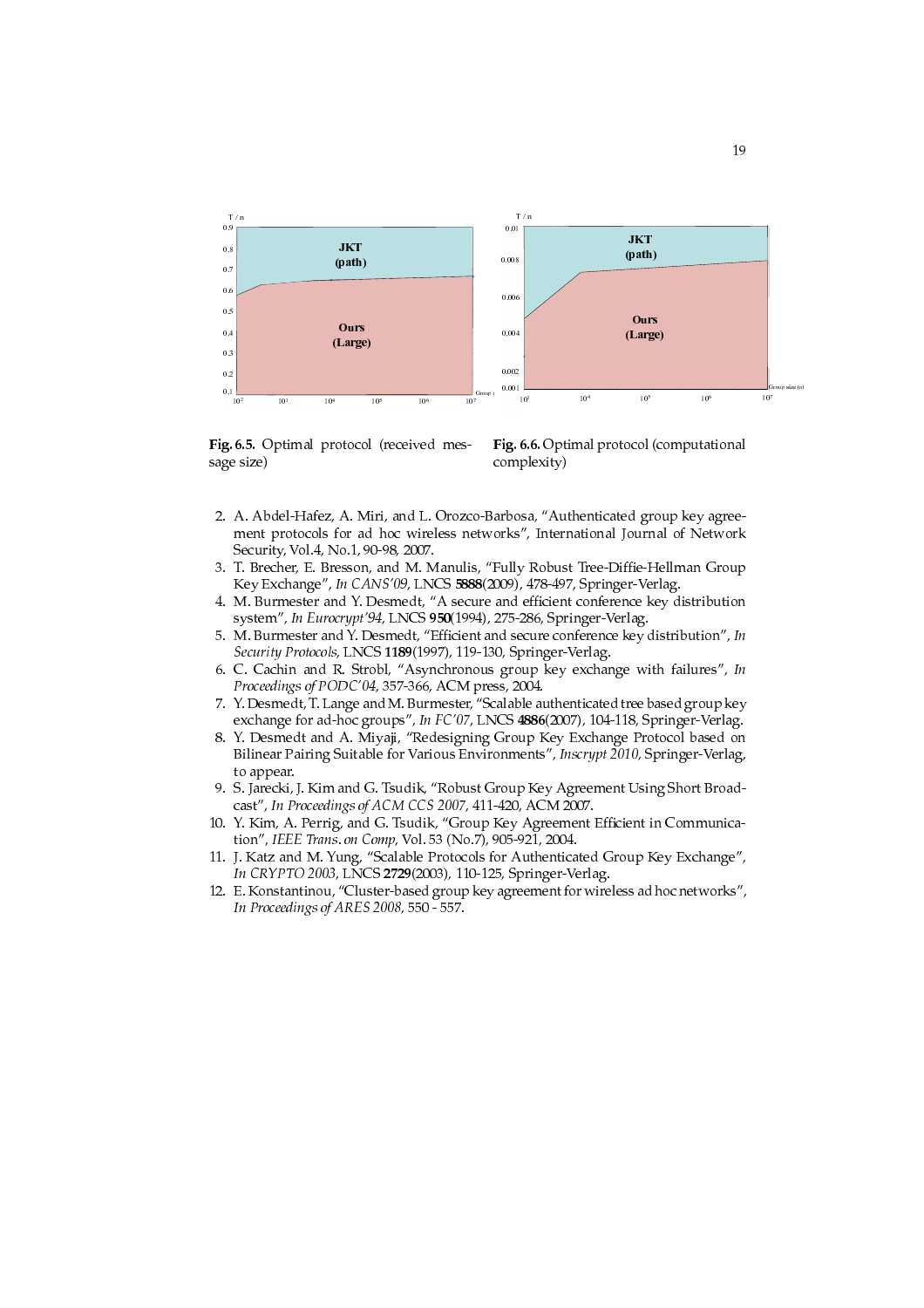T / n

0.9

0.8

0.7

0.6

0.5

0.4

0.3

0.2

0.1

JKT
(path)

Ours
(Large)

$10^2$ $10^3$ $10^4$ $10^5$ $10^6$ $10^7$

Group s

T / n

0.01

0.008

0.006

0.004

0.002

0.001

JKT
(path)

Ours
(Large)

$10^3$ $10^4$ $10^5$ $10^6$ $10^7$

Group size (n)

**Fig. 6.5.** Optimal protocol (received message size)

**Fig. 6.6.** Optimal protocol (computational complexity)

2. A. Abdel-Hafez, A. Miri, and L. Orozco-Barbosa, "Authenticated group key agreement protocols for ad hoc wireless networks", International Journal of Network Security, Vol.4, No.1, 90-98, 2007.
3. T. Brecher, E. Bresson, and M. Manulis, "Fully Robust Tree-Diffie-Hellman Group Key Exchange", *In CANS'09*, LNCS **5888**(2009), 478-497, Springer-Verlag.
4. M. Burmester and Y. Desmedt, "A secure and efficient conference key distribution system", *In Eurocrypt'94*, LNCS **950**(1994), 275-286, Springer-Verlag.
5. M. Burmester and Y. Desmedt, "Efficient and secure conference key distribution", *In Security Protocols*, LNCS **1189**(1997), 119-130, Springer-Verlag.
6. C. Cachin and R. Strobl, "Asynchronous group key exchange with failures", *In Proceedings of PODC'04*, 357-366, ACM press, 2004.
7. Y. Desmedt, T. Lange and M. Burmester, "Scalable authenticated tree based group key exchange for ad-hoc groups", *In FC'07*, LNCS **4886**(2007), 104-118, Springer-Verlag.
8. Y. Desmedt and A. Miyaji, "Redesigning Group Key Exchange Protocol based on Bilinear Pairing Suitable for Various Environments", *Inscrypt 2010*, Springer-Verlag, to appear.
9. S. Jarecki, J. Kim and G. Tsudik, "Robust Group Key Agreement Using Short Broadcast", *In Proceedings of ACM CCS 2007*, 411-420, ACM 2007.
10. Y. Kim, A. Perrig, and G. Tsudik, "Group Key Agreement Efficient in Communication", *IEEE Trans. on Comp*, Vol. 53 (No.7), 905-921, 2004.
11. J. Katz and M. Yung, "Scalable Protocols for Authenticated Group Key Exchange", *In CRYPTO 2003*, LNCS **2729**(2003), 110-125, Springer-Verlag.
12. E. Konstantinou, "Cluster-based group key agreement for wireless ad hoc networks", *In Proceedings of ARES 2008*, 550 - 557.